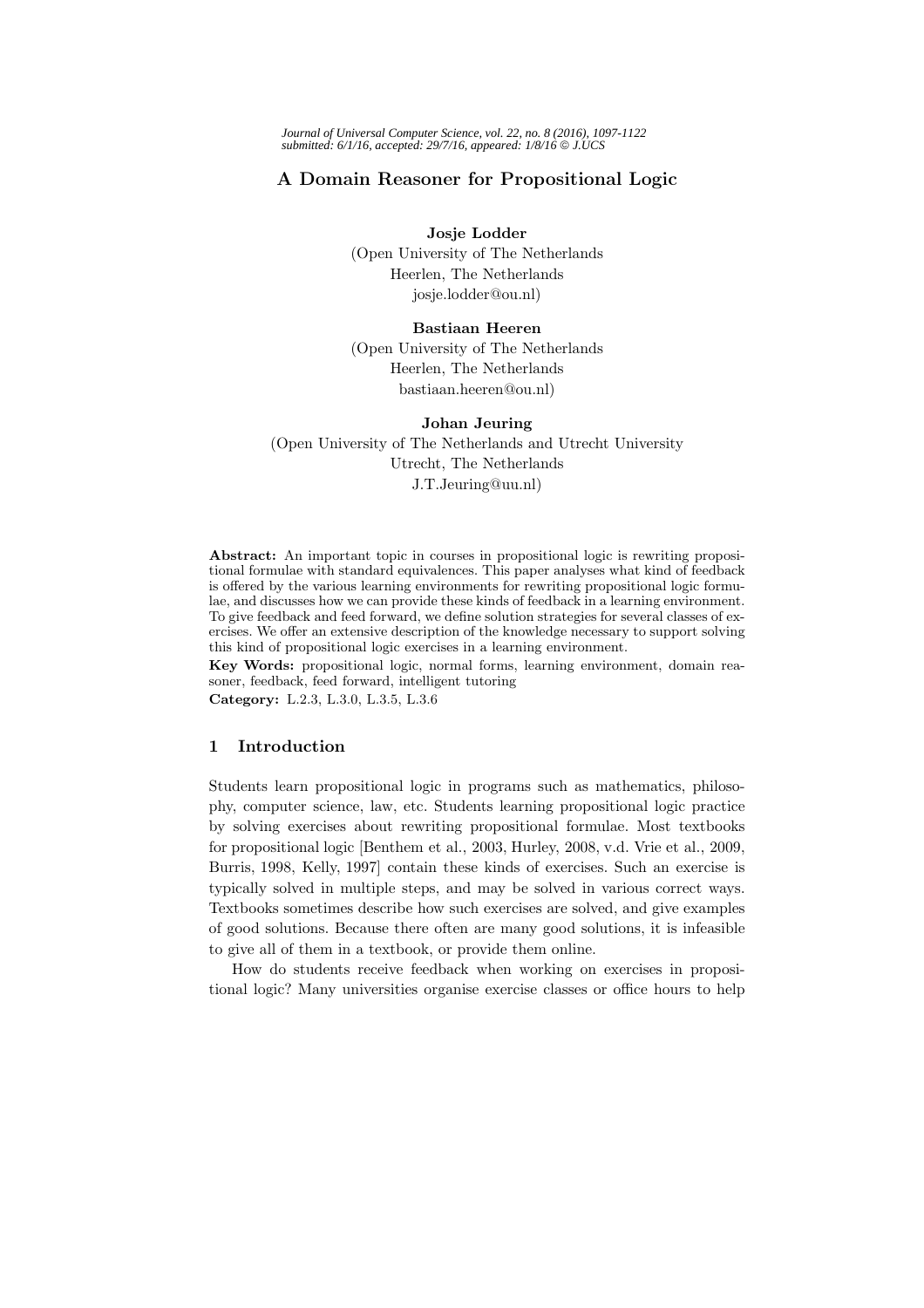# A Domain Reasoner for Propositional Logic

**Josje Lodder**
(Open University of The Netherlands
Heerlen, The Netherlands
josje.lodder@ou.nl)

**Bastiaan Heeren**
(Open University of The Netherlands
Heerlen, The Netherlands
bastiaan.heeren@ou.nl)

**Johan Jeuring**
(Open University of The Netherlands and Utrecht University
Utrecht, The Netherlands
J.T.Jeuring@uu.nl)

**Abstract:** An important topic in courses in propositional logic is rewriting propositional formulae with standard equivalences. This paper analyses what kind of feedback is offered by the various learning environments for rewriting propositional logic formulae, and discusses how we can provide these kinds of feedback in a learning environment. To give feedback and feed forward, we define solution strategies for several classes of exercises. We offer an extensive description of the knowledge necessary to support solving this kind of propositional logic exercises in a learning environment.

**Key Words:** propositional logic, normal forms, learning environment, domain reasoner, feedback, feed forward, intelligent tutoring

**Category:** L.2.3, L.3.0, L.3.5, L.3.6

## 1 Introduction

Students learn propositional logic in programs such as mathematics, philosophy, computer science, law, etc. Students learning propositional logic practice by solving exercises about rewriting propositional formulae. Most textbooks for propositional logic [Benthem et al., 2003, Hurley, 2008, v.d. Vrie et al., 2009, Burris, 1998, Kelly, 1997] contain these kinds of exercises. Such an exercise is typically solved in multiple steps, and may be solved in various correct ways. Textbooks sometimes describe how such exercises are solved, and give examples of good solutions. Because there often are many good solutions, it is infeasible to give all of them in a textbook, or provide them online.

How do students receive feedback when working on exercises in propositional logic? Many universities organise exercise classes or office hours to help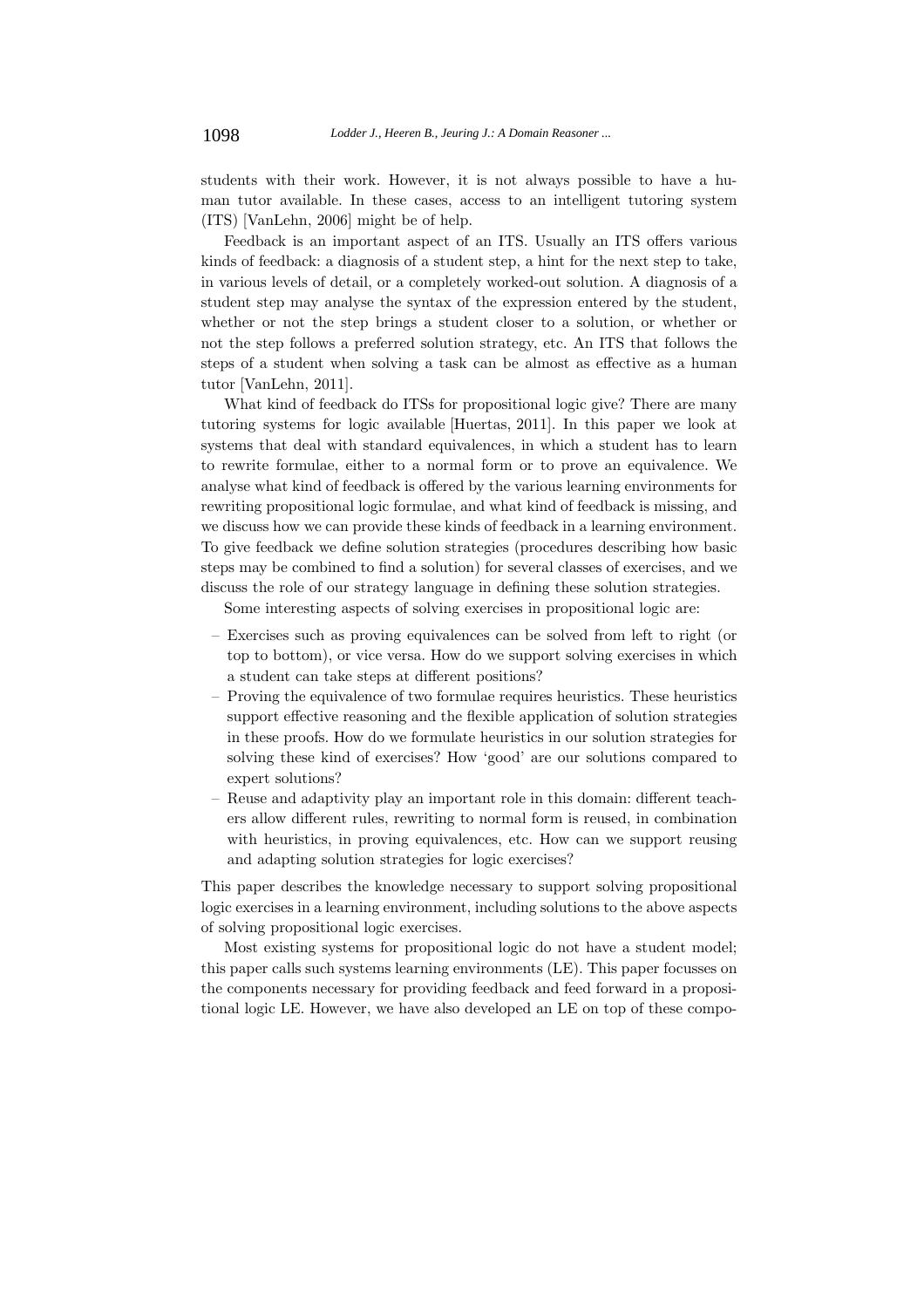students with their work. However, it is not always possible to have a human tutor available. In these cases, access to an intelligent tutoring system (ITS) [VanLehn, 2006] might be of help.

Feedback is an important aspect of an ITS. Usually an ITS offers various kinds of feedback: a diagnosis of a student step, a hint for the next step to take, in various levels of detail, or a completely worked-out solution. A diagnosis of a student step may analyse the syntax of the expression entered by the student, whether or not the step brings a student closer to a solution, or whether or not the step follows a preferred solution strategy, etc. An ITS that follows the steps of a student when solving a task can be almost as effective as a human tutor [VanLehn, 2011].

What kind of feedback do ITSs for propositional logic give? There are many tutoring systems for logic available [Huertas, 2011]. In this paper we look at systems that deal with standard equivalences, in which a student has to learn to rewrite formulae, either to a normal form or to prove an equivalence. We analyse what kind of feedback is offered by the various learning environments for rewriting propositional logic formulae, and what kind of feedback is missing, and we discuss how we can provide these kinds of feedback in a learning environment. To give feedback we define solution strategies (procedures describing how basic steps may be combined to find a solution) for several classes of exercises, and we discuss the role of our strategy language in defining these solution strategies.

Some interesting aspects of solving exercises in propositional logic are:

- Exercises such as proving equivalences can be solved from left to right (or top to bottom), or vice versa. How do we support solving exercises in which a student can take steps at different positions?
- Proving the equivalence of two formulae requires heuristics. These heuristics support effective reasoning and the flexible application of solution strategies in these proofs. How do we formulate heuristics in our solution strategies for solving these kind of exercises? How 'good' are our solutions compared to expert solutions?
- Reuse and adaptivity play an important role in this domain: different teachers allow different rules, rewriting to normal form is reused, in combination with heuristics, in proving equivalences, etc. How can we support reusing and adapting solution strategies for logic exercises?

This paper describes the knowledge necessary to support solving propositional logic exercises in a learning environment, including solutions to the above aspects of solving propositional logic exercises.

Most existing systems for propositional logic do not have a student model; this paper calls such systems learning environments (LE). This paper focusses on the components necessary for providing feedback and feed forward in a propositional logic LE. However, we have also developed an LE on top of these compo-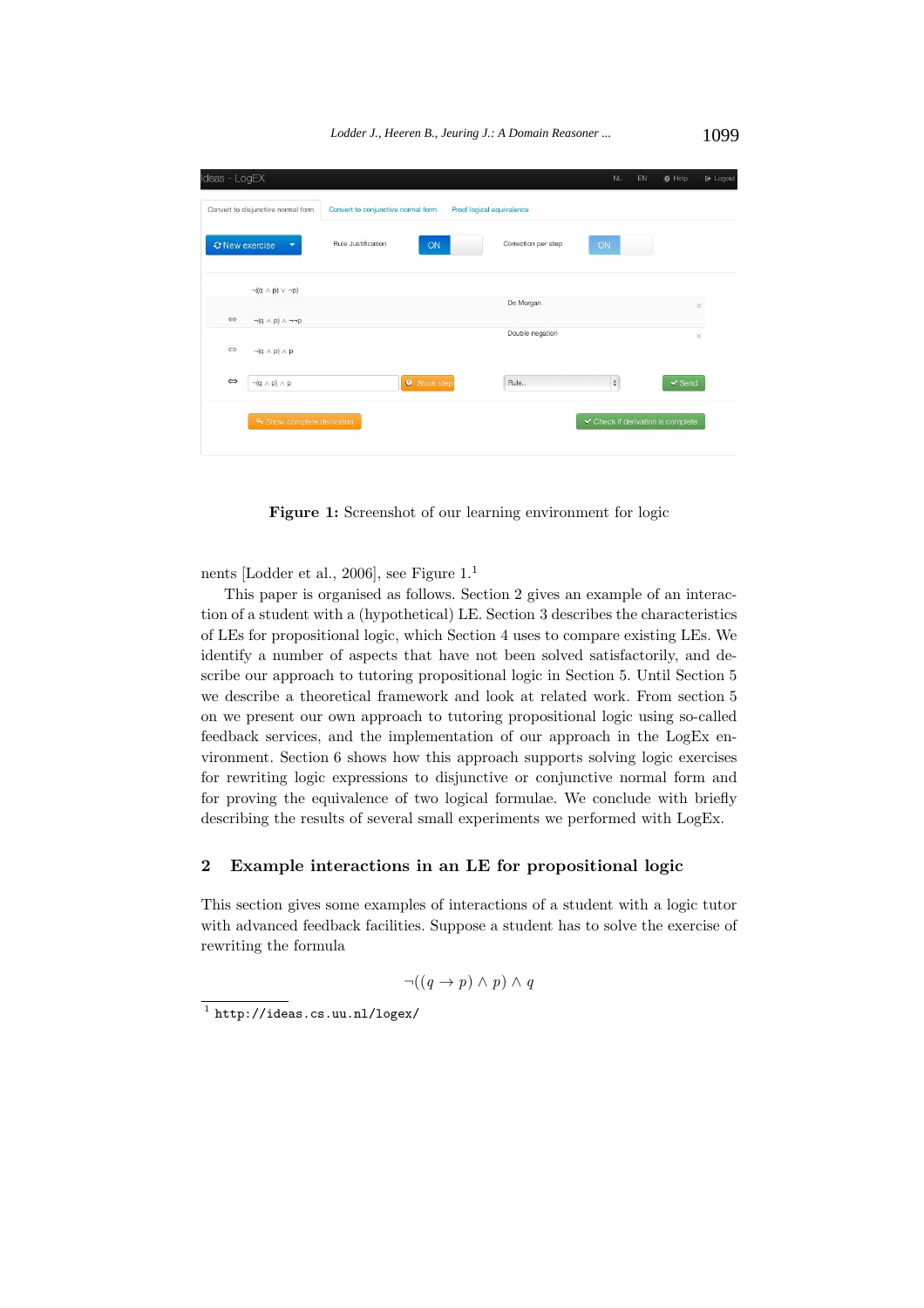**Figure 1:** Screenshot of our learning environment for logic

nents [Lodder et al., 2006], see Figure 1.[1]

This paper is organised as follows. Section 2 gives an example of an interaction of a student with a (hypothetical) LE. Section 3 describes the characteristics of LEs for propositional logic, which Section 4 uses to compare existing LEs. We identify a number of aspects that have not been solved satisfactorily, and describe our approach to tutoring propositional logic in Section 5. Until Section 5 we describe a theoretical framework and look at related work. From section 5 on we present our own approach to tutoring propositional logic using so-called feedback services, and the implementation of our approach in the LogEx environment. Section 6 shows how this approach supports solving logic exercises for rewriting logic expressions to disjunctive or conjunctive normal form and for proving the equivalence of two logical formulae. We conclude with briefly describing the results of several small experiments we performed with LogEx.

## 2 Example interactions in an LE for propositional logic

This section gives some examples of interactions of a student with a logic tutor with advanced feedback facilities. Suppose a student has to solve the exercise of rewriting the formula

$$\neg((q \rightarrow p) \wedge p) \wedge q$$

[1] `http://ideas.cs.uu.nl/logex/`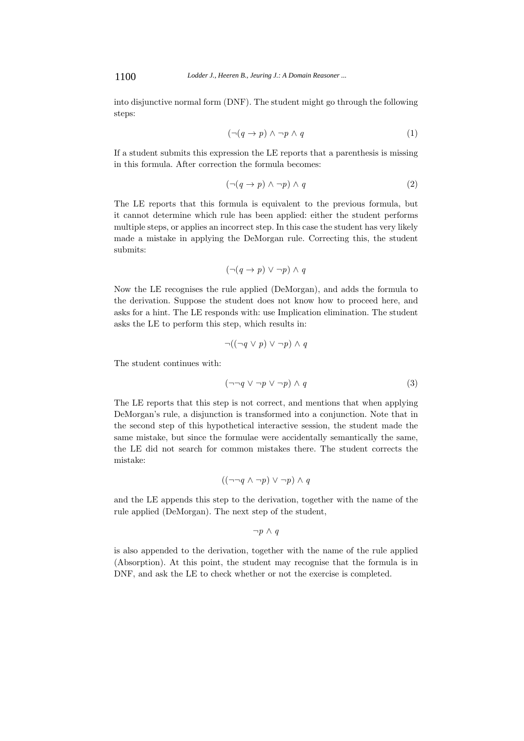into disjunctive normal form (DNF). The student might go through the following steps:

$$(\neg(q \to p) \wedge \neg p \wedge q \tag{1}$$

If a student submits this expression the LE reports that a parenthesis is missing in this formula. After correction the formula becomes:

$$(\neg(q \to p) \wedge \neg p) \wedge q \tag{2}$$

The LE reports that this formula is equivalent to the previous formula, but it cannot determine which rule has been applied: either the student performs multiple steps, or applies an incorrect step. In this case the student has very likely made a mistake in applying the DeMorgan rule. Correcting this, the student submits:

$$(\neg(q \to p) \vee \neg p) \wedge q$$

Now the LE recognises the rule applied (DeMorgan), and adds the formula to the derivation. Suppose the student does not know how to proceed here, and asks for a hint. The LE responds with: use Implication elimination. The student asks the LE to perform this step, which results in:

$$\neg((\neg q \vee p) \vee \neg p) \wedge q$$

The student continues with:

$$(\neg\neg q \vee \neg p \vee \neg p) \wedge q \tag{3}$$

The LE reports that this step is not correct, and mentions that when applying DeMorgan's rule, a disjunction is transformed into a conjunction. Note that in the second step of this hypothetical interactive session, the student made the same mistake, but since the formulae were accidentally semantically the same, the LE did not search for common mistakes there. The student corrects the mistake:

$$((\neg\neg q \wedge \neg p) \vee \neg p) \wedge q$$

and the LE appends this step to the derivation, together with the name of the rule applied (DeMorgan). The next step of the student,

$$\neg p \wedge q$$

is also appended to the derivation, together with the name of the rule applied (Absorption). At this point, the student may recognise that the formula is in DNF, and ask the LE to check whether or not the exercise is completed.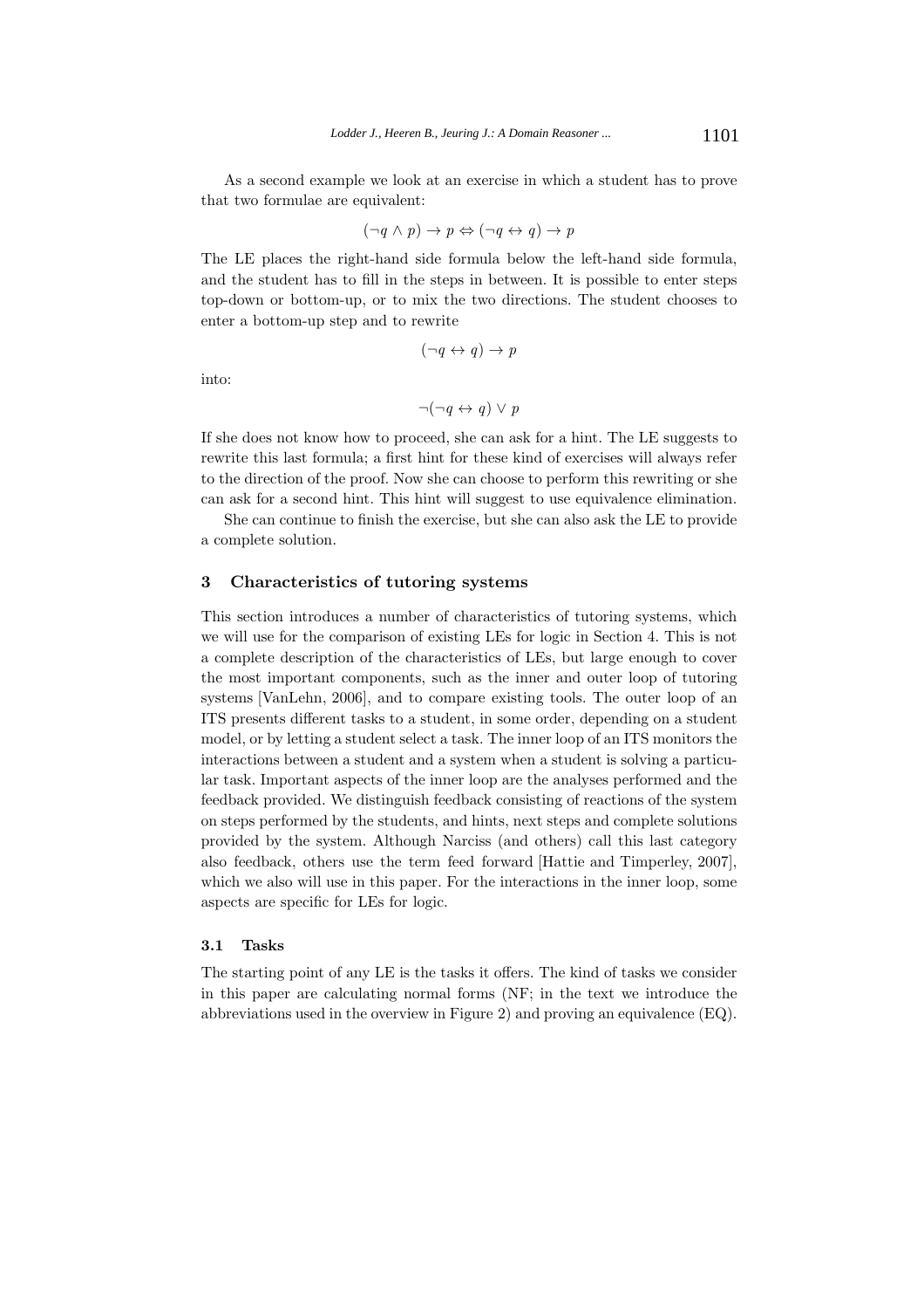As a second example we look at an exercise in which a student has to prove that two formulae are equivalent:

$$(\neg q \wedge p) \rightarrow p \Leftrightarrow (\neg q \leftrightarrow q) \rightarrow p$$

The LE places the right-hand side formula below the left-hand side formula, and the student has to fill in the steps in between. It is possible to enter steps top-down or bottom-up, or to mix the two directions. The student chooses to enter a bottom-up step and to rewrite

$$(\neg q \leftrightarrow q) \rightarrow p$$

into:

$$\neg(\neg q \leftrightarrow q) \vee p$$

If she does not know how to proceed, she can ask for a hint. The LE suggests to rewrite this last formula; a first hint for these kind of exercises will always refer to the direction of the proof. Now she can choose to perform this rewriting or she can ask for a second hint. This hint will suggest to use equivalence elimination.

She can continue to finish the exercise, but she can also ask the LE to provide a complete solution.

## 3 Characteristics of tutoring systems

This section introduces a number of characteristics of tutoring systems, which we will use for the comparison of existing LEs for logic in Section 4. This is not a complete description of the characteristics of LEs, but large enough to cover the most important components, such as the inner and outer loop of tutoring systems [VanLehn, 2006], and to compare existing tools. The outer loop of an ITS presents different tasks to a student, in some order, depending on a student model, or by letting a student select a task. The inner loop of an ITS monitors the interactions between a student and a system when a student is solving a particular task. Important aspects of the inner loop are the analyses performed and the feedback provided. We distinguish feedback consisting of reactions of the system on steps performed by the students, and hints, next steps and complete solutions provided by the system. Although Narciss (and others) call this last category also feedback, others use the term feed forward [Hattie and Timperley, 2007], which we also will use in this paper. For the interactions in the inner loop, some aspects are specific for LEs for logic.

### 3.1 Tasks

The starting point of any LE is the tasks it offers. The kind of tasks we consider in this paper are calculating normal forms (NF; in the text we introduce the abbreviations used in the overview in Figure 2) and proving an equivalence (EQ).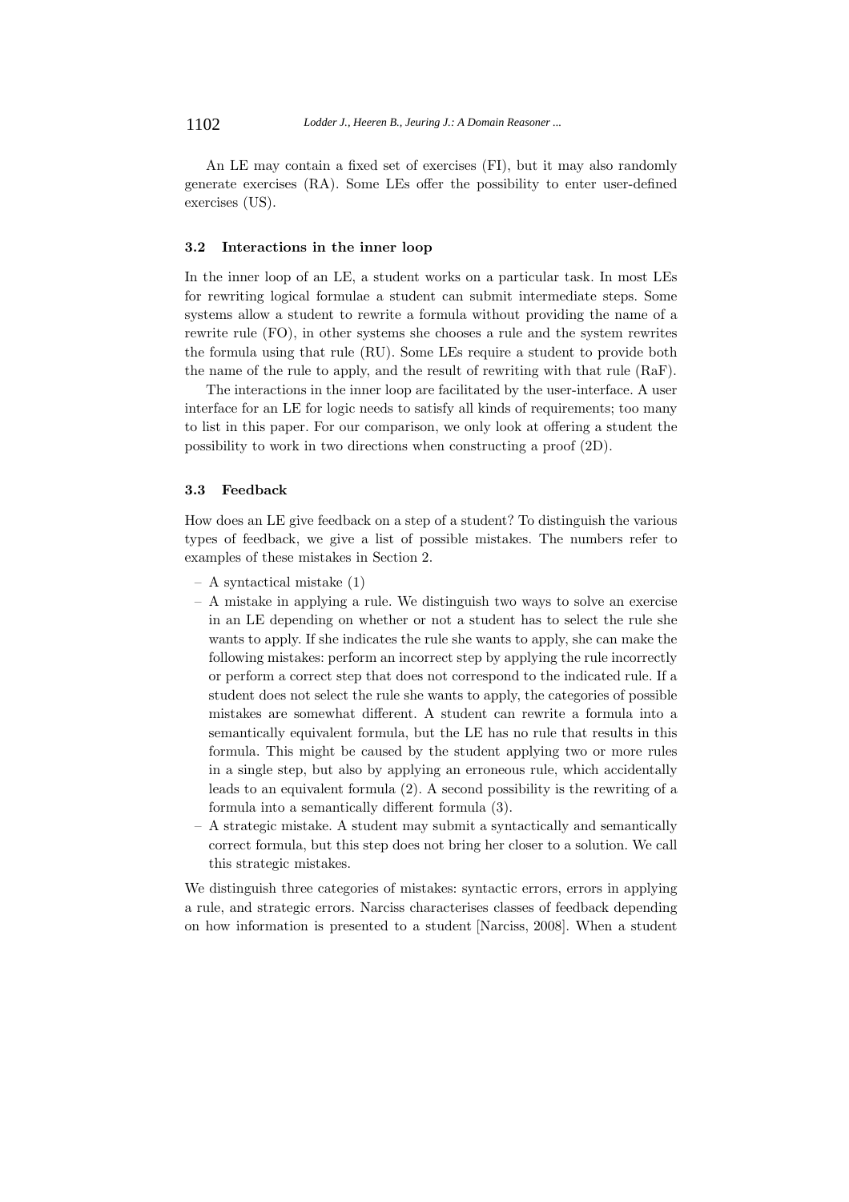An LE may contain a fixed set of exercises (FI), but it may also randomly generate exercises (RA). Some LEs offer the possibility to enter user-defined exercises (US).

### 3.2 Interactions in the inner loop

In the inner loop of an LE, a student works on a particular task. In most LEs for rewriting logical formulae a student can submit intermediate steps. Some systems allow a student to rewrite a formula without providing the name of a rewrite rule (FO), in other systems she chooses a rule and the system rewrites the formula using that rule (RU). Some LEs require a student to provide both the name of the rule to apply, and the result of rewriting with that rule (RaF).

The interactions in the inner loop are facilitated by the user-interface. A user interface for an LE for logic needs to satisfy all kinds of requirements; too many to list in this paper. For our comparison, we only look at offering a student the possibility to work in two directions when constructing a proof (2D).

### 3.3 Feedback

How does an LE give feedback on a step of a student? To distinguish the various types of feedback, we give a list of possible mistakes. The numbers refer to examples of these mistakes in Section 2.

- A syntactical mistake (1)
- A mistake in applying a rule. We distinguish two ways to solve an exercise in an LE depending on whether or not a student has to select the rule she wants to apply. If she indicates the rule she wants to apply, she can make the following mistakes: perform an incorrect step by applying the rule incorrectly or perform a correct step that does not correspond to the indicated rule. If a student does not select the rule she wants to apply, the categories of possible mistakes are somewhat different. A student can rewrite a formula into a semantically equivalent formula, but the LE has no rule that results in this formula. This might be caused by the student applying two or more rules in a single step, but also by applying an erroneous rule, which accidentally leads to an equivalent formula (2). A second possibility is the rewriting of a formula into a semantically different formula (3).
- A strategic mistake. A student may submit a syntactically and semantically correct formula, but this step does not bring her closer to a solution. We call this strategic mistakes.

We distinguish three categories of mistakes: syntactic errors, errors in applying a rule, and strategic errors. Narciss characterises classes of feedback depending on how information is presented to a student [Narciss, 2008]. When a student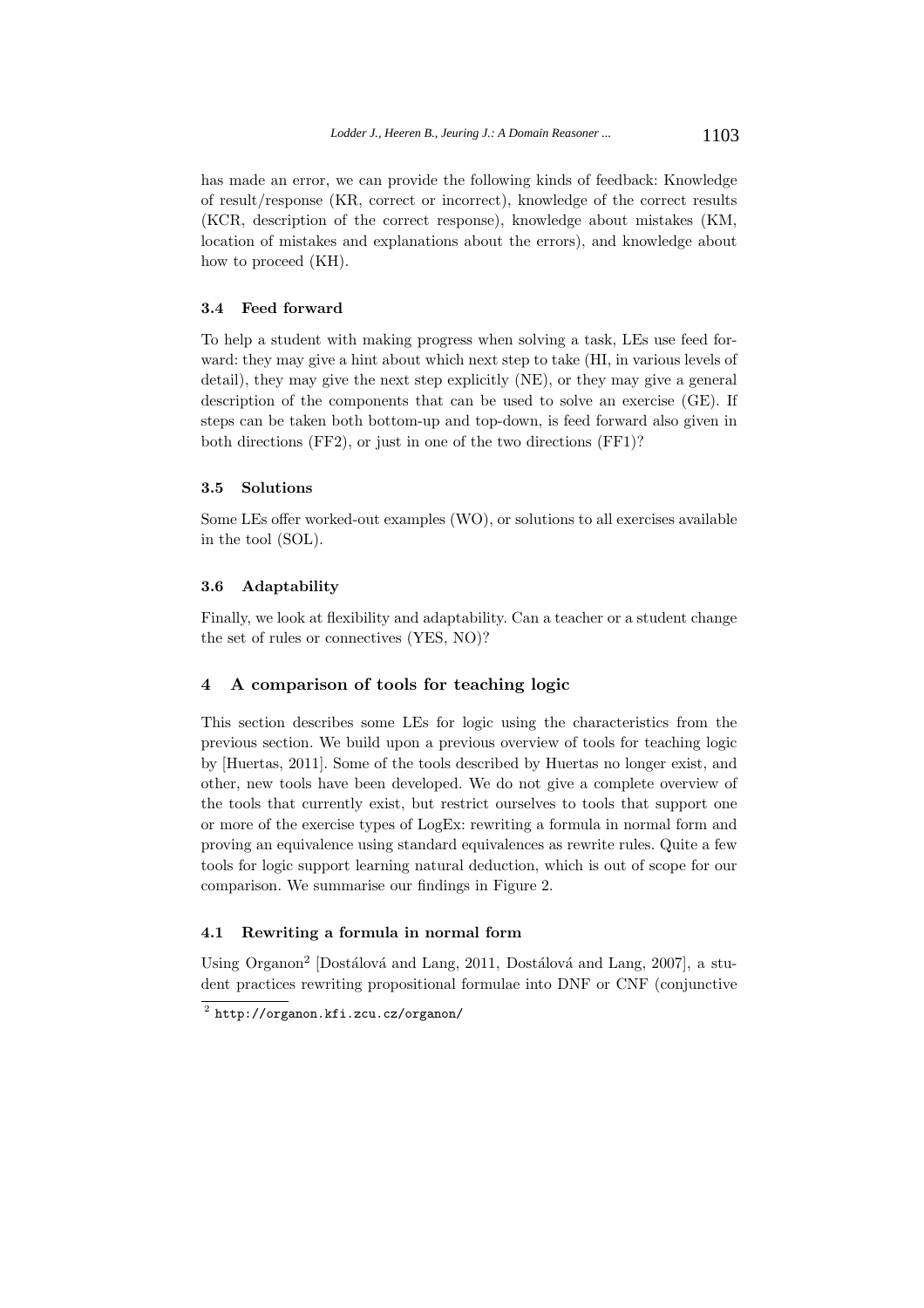has made an error, we can provide the following kinds of feedback: Knowledge of result/response (KR, correct or incorrect), knowledge of the correct results (KCR, description of the correct response), knowledge about mistakes (KM, location of mistakes and explanations about the errors), and knowledge about how to proceed (KH).

### 3.4 Feed forward

To help a student with making progress when solving a task, LEs use feed forward: they may give a hint about which next step to take (HI, in various levels of detail), they may give the next step explicitly (NE), or they may give a general description of the components that can be used to solve an exercise (GE). If steps can be taken both bottom-up and top-down, is feed forward also given in both directions (FF2), or just in one of the two directions (FF1)?

### 3.5 Solutions

Some LEs offer worked-out examples (WO), or solutions to all exercises available in the tool (SOL).

### 3.6 Adaptability

Finally, we look at flexibility and adaptability. Can a teacher or a student change the set of rules or connectives (YES, NO)?

## 4 A comparison of tools for teaching logic

This section describes some LEs for logic using the characteristics from the previous section. We build upon a previous overview of tools for teaching logic by [Huertas, 2011]. Some of the tools described by Huertas no longer exist, and other, new tools have been developed. We do not give a complete overview of the tools that currently exist, but restrict ourselves to tools that support one or more of the exercise types of LogEx: rewriting a formula in normal form and proving an equivalence using standard equivalences as rewrite rules. Quite a few tools for logic support learning natural deduction, which is out of scope for our comparison. We summarise our findings in Figure 2.

### 4.1 Rewriting a formula in normal form

Using Organon[2] [Dostálová and Lang, 2011, Dostálová and Lang, 2007], a student practices rewriting propositional formulae into DNF or CNF (conjunctive

[2] http://organon.kfi.zcu.cz/organon/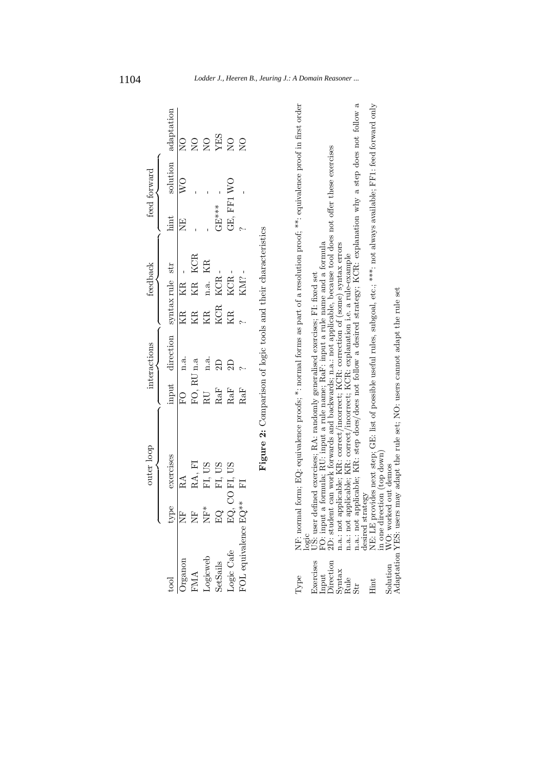| tool | outer loop | | interactions | | feedback | | | feed forward | | |
|---|---|---|---|---|---|---|---|---|---|---|
| | type | exercises | input | direction | syntax | rule | str | hint | solution | adaptation |
| Organon | NF | RA | FO | n.a. | KR | KR | - | NE | WO | NO |
| FMA | NF | RA, FI | FO, RU | n.a | KR | KR | KCR | - | - | NO |
| Logicweb | NF* | FI, US | RU | n.a. | KR | n.a. | KR | - | - | NO |
| SetSails | EQ | FI, US | RaF | 2D | KCR | KCR | - | GE*** | - | YES |
| Logic Cafe | EQ, CO | FI, US | RaF | 2D | KR | KCR | - | GE, FF1 | WO | NO |
| FOL equivalence | EQ** | FI | RaF | ? | ? | KM? | - | ? | - | NO |

**Figure 2:** Comparison of logic tools and their characteristics

| | |
|---|---|
| Type | NF: normal form; EQ: equivalence proofs; *: normal forms as part of a resolution proof; **: equivalence proof in first order logic |
| Exercises | US: user defined exercises; RA: randomly generalised exercises; FI: fixed set |
| Input | FO: input a formula; RU: input a rule name; RaF: input a rule name and a formula |
| Direction | 2D: student can work forwards and backwards; n.a.: not applicable, because tool does not offer these exercises |
| Syntax | n.a.: not applicable; KR: correct/incorrect; KCR: correction of (some) syntax errors |
| Rule | n.a.: not applicable; KR: correct/incorrect; KCR: explanation i.e. a rule-example |
| Str | n.a.: not applicable; KR: step does/does not follow a desired strategy; KCR: explanation why a step does not follow a desired strategy |
| Hint | NE: LE provides next step; GE: list of possible useful rules, subgoal, etc.; ***: not always available; FF1: feed forward only in one direction (top down) |
| Solution | WO: worked out demos |
| Adaptation | YES: users may adapt the rule set; NO: users cannot adapt the rule set |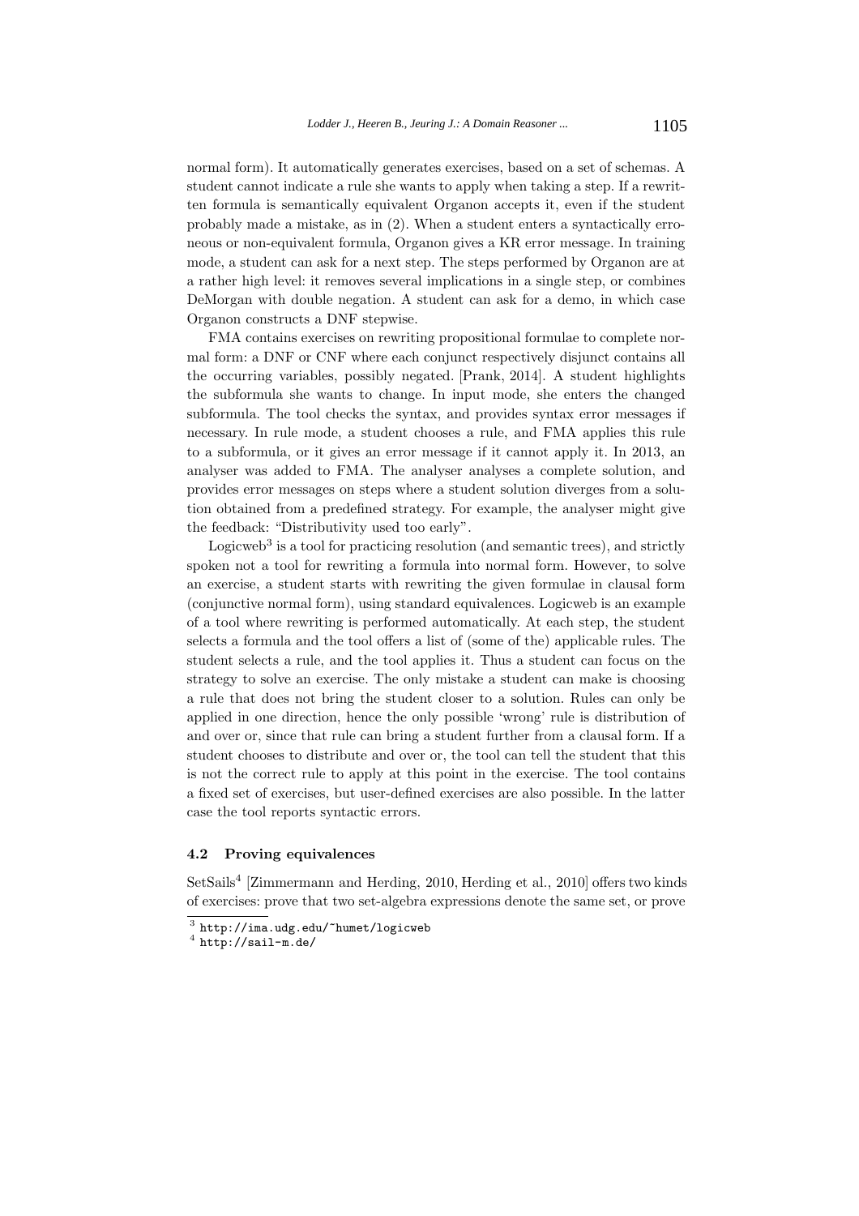normal form). It automatically generates exercises, based on a set of schemas. A student cannot indicate a rule she wants to apply when taking a step. If a rewritten formula is semantically equivalent Organon accepts it, even if the student probably made a mistake, as in (2). When a student enters a syntactically erroneous or non-equivalent formula, Organon gives a KR error message. In training mode, a student can ask for a next step. The steps performed by Organon are at a rather high level: it removes several implications in a single step, or combines DeMorgan with double negation. A student can ask for a demo, in which case Organon constructs a DNF stepwise.

FMA contains exercises on rewriting propositional formulae to complete normal form: a DNF or CNF where each conjunct respectively disjunct contains all the occurring variables, possibly negated. [Prank, 2014]. A student highlights the subformula she wants to change. In input mode, she enters the changed subformula. The tool checks the syntax, and provides syntax error messages if necessary. In rule mode, a student chooses a rule, and FMA applies this rule to a subformula, or it gives an error message if it cannot apply it. In 2013, an analyser was added to FMA. The analyser analyses a complete solution, and provides error messages on steps where a student solution diverges from a solution obtained from a predefined strategy. For example, the analyser might give the feedback: "Distributivity used too early".

Logicweb[3] is a tool for practicing resolution (and semantic trees), and strictly spoken not a tool for rewriting a formula into normal form. However, to solve an exercise, a student starts with rewriting the given formulae in clausal form (conjunctive normal form), using standard equivalences. Logicweb is an example of a tool where rewriting is performed automatically. At each step, the student selects a formula and the tool offers a list of (some of the) applicable rules. The student selects a rule, and the tool applies it. Thus a student can focus on the strategy to solve an exercise. The only mistake a student can make is choosing a rule that does not bring the student closer to a solution. Rules can only be applied in one direction, hence the only possible 'wrong' rule is distribution of and over or, since that rule can bring a student further from a clausal form. If a student chooses to distribute and over or, the tool can tell the student that this is not the correct rule to apply at this point in the exercise. The tool contains a fixed set of exercises, but user-defined exercises are also possible. In the latter case the tool reports syntactic errors.

### 4.2 Proving equivalences

SetSails[4] [Zimmermann and Herding, 2010, Herding et al., 2010] offers two kinds of exercises: prove that two set-algebra expressions denote the same set, or prove

[3] http://ima.udg.edu/~humet/logicweb

[4] http://sail-m.de/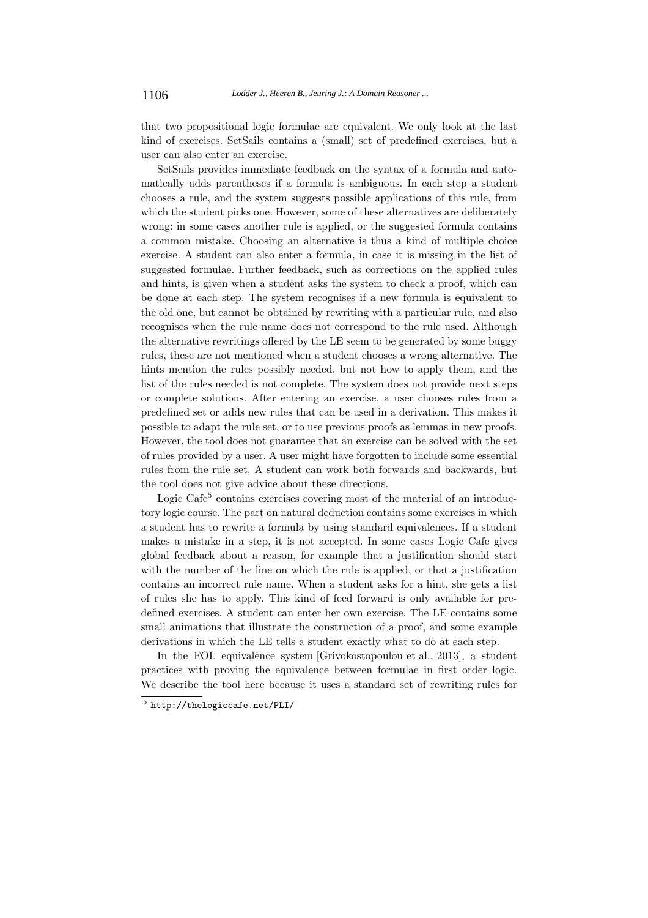that two propositional logic formulae are equivalent. We only look at the last kind of exercises. SetSails contains a (small) set of predefined exercises, but a user can also enter an exercise.

SetSails provides immediate feedback on the syntax of a formula and automatically adds parentheses if a formula is ambiguous. In each step a student chooses a rule, and the system suggests possible applications of this rule, from which the student picks one. However, some of these alternatives are deliberately wrong: in some cases another rule is applied, or the suggested formula contains a common mistake. Choosing an alternative is thus a kind of multiple choice exercise. A student can also enter a formula, in case it is missing in the list of suggested formulae. Further feedback, such as corrections on the applied rules and hints, is given when a student asks the system to check a proof, which can be done at each step. The system recognises if a new formula is equivalent to the old one, but cannot be obtained by rewriting with a particular rule, and also recognises when the rule name does not correspond to the rule used. Although the alternative rewritings offered by the LE seem to be generated by some buggy rules, these are not mentioned when a student chooses a wrong alternative. The hints mention the rules possibly needed, but not how to apply them, and the list of the rules needed is not complete. The system does not provide next steps or complete solutions. After entering an exercise, a user chooses rules from a predefined set or adds new rules that can be used in a derivation. This makes it possible to adapt the rule set, or to use previous proofs as lemmas in new proofs. However, the tool does not guarantee that an exercise can be solved with the set of rules provided by a user. A user might have forgotten to include some essential rules from the rule set. A student can work both forwards and backwards, but the tool does not give advice about these directions.

Logic Cafe[5] contains exercises covering most of the material of an introductory logic course. The part on natural deduction contains some exercises in which a student has to rewrite a formula by using standard equivalences. If a student makes a mistake in a step, it is not accepted. In some cases Logic Cafe gives global feedback about a reason, for example that a justification should start with the number of the line on which the rule is applied, or that a justification contains an incorrect rule name. When a student asks for a hint, she gets a list of rules she has to apply. This kind of feed forward is only available for predefined exercises. A student can enter her own exercise. The LE contains some small animations that illustrate the construction of a proof, and some example derivations in which the LE tells a student exactly what to do at each step.

In the FOL equivalence system [Grivokostopoulou et al., 2013], a student practices with proving the equivalence between formulae in first order logic. We describe the tool here because it uses a standard set of rewriting rules for

[5] `http://thelogiccafe.net/PLI/`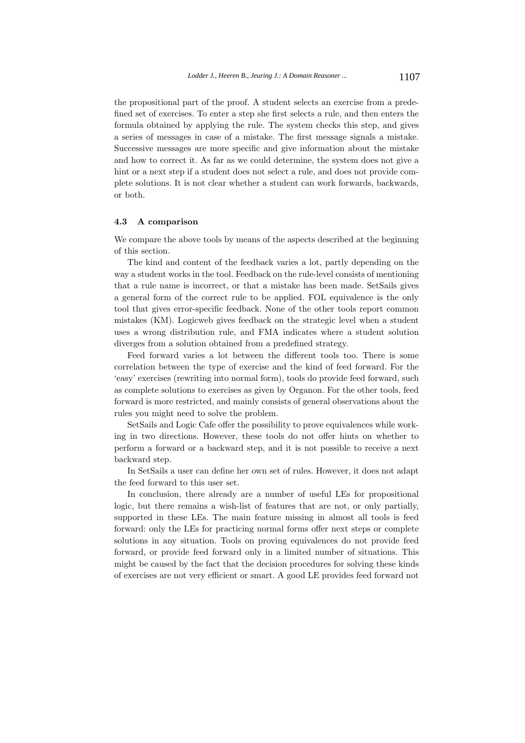the propositional part of the proof. A student selects an exercise from a predefined set of exercises. To enter a step she first selects a rule, and then enters the formula obtained by applying the rule. The system checks this step, and gives a series of messages in case of a mistake. The first message signals a mistake. Successive messages are more specific and give information about the mistake and how to correct it. As far as we could determine, the system does not give a hint or a next step if a student does not select a rule, and does not provide complete solutions. It is not clear whether a student can work forwards, backwards, or both.

### 4.3 A comparison

We compare the above tools by means of the aspects described at the beginning of this section.

The kind and content of the feedback varies a lot, partly depending on the way a student works in the tool. Feedback on the rule-level consists of mentioning that a rule name is incorrect, or that a mistake has been made. SetSails gives a general form of the correct rule to be applied. FOL equivalence is the only tool that gives error-specific feedback. None of the other tools report common mistakes (KM). Logicweb gives feedback on the strategic level when a student uses a wrong distribution rule, and FMA indicates where a student solution diverges from a solution obtained from a predefined strategy.

Feed forward varies a lot between the different tools too. There is some correlation between the type of exercise and the kind of feed forward. For the 'easy' exercises (rewriting into normal form), tools do provide feed forward, such as complete solutions to exercises as given by Organon. For the other tools, feed forward is more restricted, and mainly consists of general observations about the rules you might need to solve the problem.

SetSails and Logic Cafe offer the possibility to prove equivalences while working in two directions. However, these tools do not offer hints on whether to perform a forward or a backward step, and it is not possible to receive a next backward step.

In SetSails a user can define her own set of rules. However, it does not adapt the feed forward to this user set.

In conclusion, there already are a number of useful LEs for propositional logic, but there remains a wish-list of features that are not, or only partially, supported in these LEs. The main feature missing in almost all tools is feed forward: only the LEs for practicing normal forms offer next steps or complete solutions in any situation. Tools on proving equivalences do not provide feed forward, or provide feed forward only in a limited number of situations. This might be caused by the fact that the decision procedures for solving these kinds of exercises are not very efficient or smart. A good LE provides feed forward not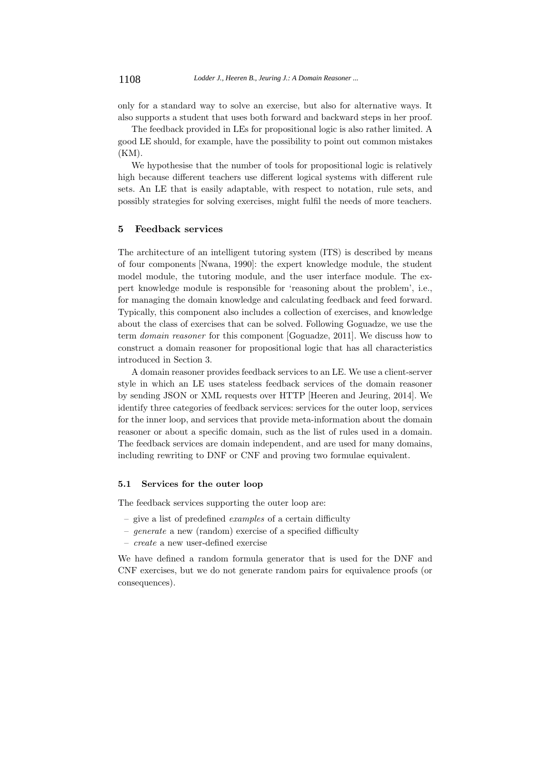only for a standard way to solve an exercise, but also for alternative ways. It also supports a student that uses both forward and backward steps in her proof.

The feedback provided in LEs for propositional logic is also rather limited. A good LE should, for example, have the possibility to point out common mistakes (KM).

We hypothesise that the number of tools for propositional logic is relatively high because different teachers use different logical systems with different rule sets. An LE that is easily adaptable, with respect to notation, rule sets, and possibly strategies for solving exercises, might fulfil the needs of more teachers.

## 5 Feedback services

The architecture of an intelligent tutoring system (ITS) is described by means of four components [Nwana, 1990]: the expert knowledge module, the student model module, the tutoring module, and the user interface module. The expert knowledge module is responsible for 'reasoning about the problem', i.e., for managing the domain knowledge and calculating feedback and feed forward. Typically, this component also includes a collection of exercises, and knowledge about the class of exercises that can be solved. Following Goguadze, we use the term *domain reasoner* for this component [Goguadze, 2011]. We discuss how to construct a domain reasoner for propositional logic that has all characteristics introduced in Section 3.

A domain reasoner provides feedback services to an LE. We use a client-server style in which an LE uses stateless feedback services of the domain reasoner by sending JSON or XML requests over HTTP [Heeren and Jeuring, 2014]. We identify three categories of feedback services: services for the outer loop, services for the inner loop, and services that provide meta-information about the domain reasoner or about a specific domain, such as the list of rules used in a domain. The feedback services are domain independent, and are used for many domains, including rewriting to DNF or CNF and proving two formulae equivalent.

### 5.1 Services for the outer loop

The feedback services supporting the outer loop are:

- give a list of predefined *examples* of a certain difficulty
- *generate* a new (random) exercise of a specified difficulty
- *create* a new user-defined exercise

We have defined a random formula generator that is used for the DNF and CNF exercises, but we do not generate random pairs for equivalence proofs (or consequences).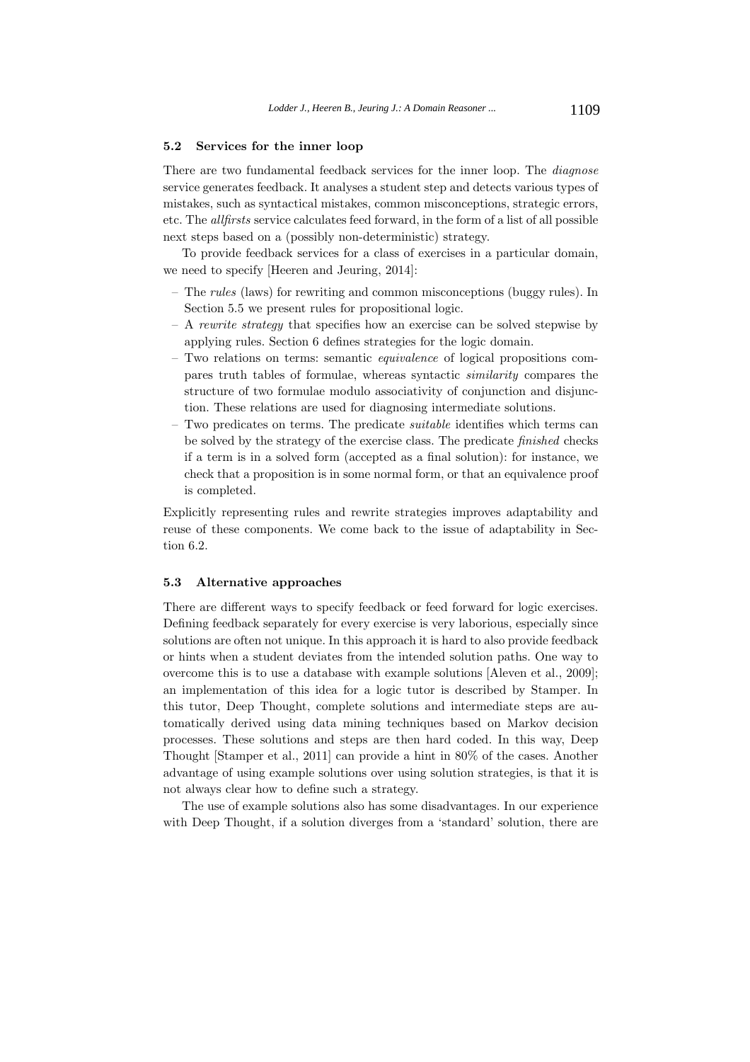### 5.2 Services for the inner loop

There are two fundamental feedback services for the inner loop. The *diagnose* service generates feedback. It analyses a student step and detects various types of mistakes, such as syntactical mistakes, common misconceptions, strategic errors, etc. The *allfirsts* service calculates feed forward, in the form of a list of all possible next steps based on a (possibly non-deterministic) strategy.

To provide feedback services for a class of exercises in a particular domain, we need to specify [Heeren and Jeuring, 2014]:

- The *rules* (laws) for rewriting and common misconceptions (buggy rules). In Section 5.5 we present rules for propositional logic.
- A *rewrite strategy* that specifies how an exercise can be solved stepwise by applying rules. Section 6 defines strategies for the logic domain.
- Two relations on terms: semantic *equivalence* of logical propositions compares truth tables of formulae, whereas syntactic *similarity* compares the structure of two formulae modulo associativity of conjunction and disjunction. These relations are used for diagnosing intermediate solutions.
- Two predicates on terms. The predicate *suitable* identifies which terms can be solved by the strategy of the exercise class. The predicate *finished* checks if a term is in a solved form (accepted as a final solution): for instance, we check that a proposition is in some normal form, or that an equivalence proof is completed.

Explicitly representing rules and rewrite strategies improves adaptability and reuse of these components. We come back to the issue of adaptability in Section 6.2.

### 5.3 Alternative approaches

There are different ways to specify feedback or feed forward for logic exercises. Defining feedback separately for every exercise is very laborious, especially since solutions are often not unique. In this approach it is hard to also provide feedback or hints when a student deviates from the intended solution paths. One way to overcome this is to use a database with example solutions [Aleven et al., 2009]; an implementation of this idea for a logic tutor is described by Stamper. In this tutor, Deep Thought, complete solutions and intermediate steps are automatically derived using data mining techniques based on Markov decision processes. These solutions and steps are then hard coded. In this way, Deep Thought [Stamper et al., 2011] can provide a hint in 80% of the cases. Another advantage of using example solutions over using solution strategies, is that it is not always clear how to define such a strategy.

The use of example solutions also has some disadvantages. In our experience with Deep Thought, if a solution diverges from a 'standard' solution, there are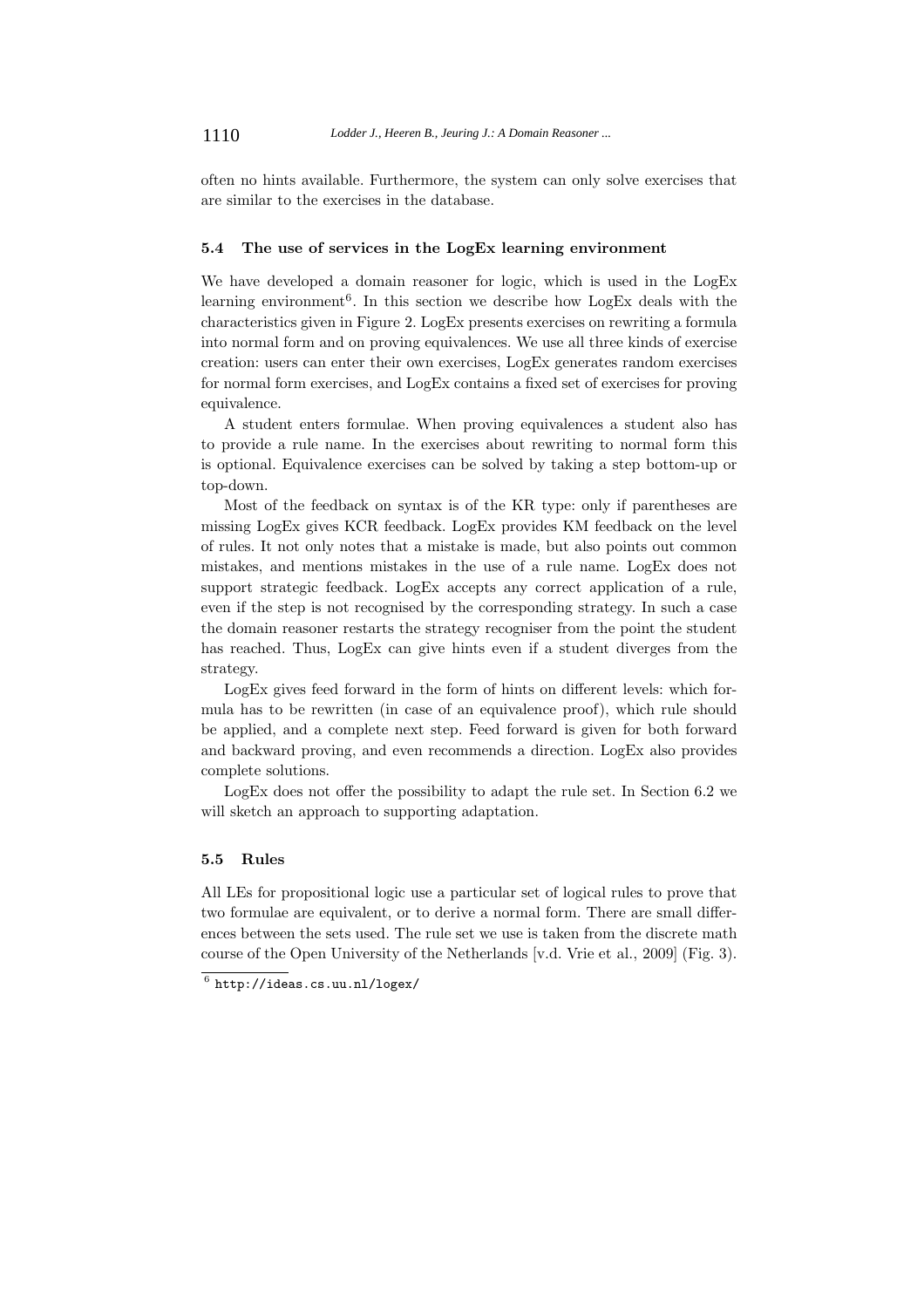often no hints available. Furthermore, the system can only solve exercises that are similar to the exercises in the database.

### 5.4 The use of services in the LogEx learning environment

We have developed a domain reasoner for logic, which is used in the LogEx learning environment[6]. In this section we describe how LogEx deals with the characteristics given in Figure 2. LogEx presents exercises on rewriting a formula into normal form and on proving equivalences. We use all three kinds of exercise creation: users can enter their own exercises, LogEx generates random exercises for normal form exercises, and LogEx contains a fixed set of exercises for proving equivalence.

A student enters formulae. When proving equivalences a student also has to provide a rule name. In the exercises about rewriting to normal form this is optional. Equivalence exercises can be solved by taking a step bottom-up or top-down.

Most of the feedback on syntax is of the KR type: only if parentheses are missing LogEx gives KCR feedback. LogEx provides KM feedback on the level of rules. It not only notes that a mistake is made, but also points out common mistakes, and mentions mistakes in the use of a rule name. LogEx does not support strategic feedback. LogEx accepts any correct application of a rule, even if the step is not recognised by the corresponding strategy. In such a case the domain reasoner restarts the strategy recogniser from the point the student has reached. Thus, LogEx can give hints even if a student diverges from the strategy.

LogEx gives feed forward in the form of hints on different levels: which formula has to be rewritten (in case of an equivalence proof), which rule should be applied, and a complete next step. Feed forward is given for both forward and backward proving, and even recommends a direction. LogEx also provides complete solutions.

LogEx does not offer the possibility to adapt the rule set. In Section 6.2 we will sketch an approach to supporting adaptation.

### 5.5 Rules

All LEs for propositional logic use a particular set of logical rules to prove that two formulae are equivalent, or to derive a normal form. There are small differences between the sets used. The rule set we use is taken from the discrete math course of the Open University of the Netherlands [v.d. Vrie et al., 2009] (Fig. 3).

[6] http://ideas.cs.uu.nl/logex/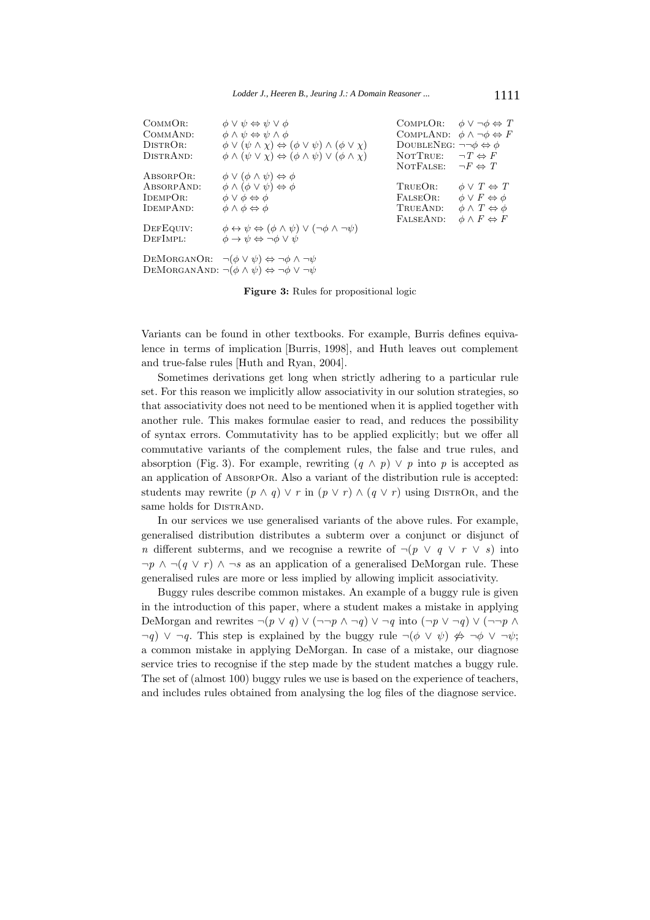| | | | |
|---|---|---|---|
| CommOr: | $\phi \vee \psi \Leftrightarrow \psi \vee \phi$ | ComplOr: | $\phi \vee \neg\phi \Leftrightarrow T$ |
| CommAnd: | $\phi \wedge \psi \Leftrightarrow \psi \wedge \phi$ | ComplAnd: | $\phi \wedge \neg\phi \Leftrightarrow F$ |
| DistrOr: | $\phi \vee (\psi \wedge \chi) \Leftrightarrow (\phi \vee \psi) \wedge (\phi \vee \chi)$ | DoubleNeg: | $\neg\neg\phi \Leftrightarrow \phi$ |
| DistrAnd: | $\phi \wedge (\psi \vee \chi) \Leftrightarrow (\phi \wedge \psi) \vee (\phi \wedge \chi)$ | NotTrue: | $\neg T \Leftrightarrow F$ |
| | | NotFalse: | $\neg F \Leftrightarrow T$ |
| AbsorpOr: | $\phi \vee (\phi \wedge \psi) \Leftrightarrow \phi$ | | |
| AbsorpAnd: | $\phi \wedge (\phi \vee \psi) \Leftrightarrow \phi$ | TrueOr: | $\phi \vee T \Leftrightarrow T$ |
| IdempOr: | $\phi \vee \phi \Leftrightarrow \phi$ | FalseOr: | $\phi \vee F \Leftrightarrow \phi$ |
| IdempAnd: | $\phi \wedge \phi \Leftrightarrow \phi$ | TrueAnd: | $\phi \wedge T \Leftrightarrow \phi$ |
| | | FalseAnd: | $\phi \wedge F \Leftrightarrow F$ |
| DefEquiv: | $\phi \leftrightarrow \psi \Leftrightarrow (\phi \wedge \psi) \vee (\neg\phi \wedge \neg\psi)$ | | |
| DefImpl: | $\phi \rightarrow \psi \Leftrightarrow \neg\phi \vee \psi$ | | |
| DeMorganOr: | $\neg(\phi \vee \psi) \Leftrightarrow \neg\phi \wedge \neg\psi$ | | |
| DeMorganAnd: | $\neg(\phi \wedge \psi) \Leftrightarrow \neg\phi \vee \neg\psi$ | | |

**Figure 3:** Rules for propositional logic

Variants can be found in other textbooks. For example, Burris defines equivalence in terms of implication [Burris, 1998], and Huth leaves out complement and true-false rules [Huth and Ryan, 2004].

Sometimes derivations get long when strictly adhering to a particular rule set. For this reason we implicitly allow associativity in our solution strategies, so that associativity does not need to be mentioned when it is applied together with another rule. This makes formulae easier to read, and reduces the possibility of syntax errors. Commutativity has to be applied explicitly; but we offer all commutative variants of the complement rules, the false and true rules, and absorption (Fig. 3). For example, rewriting $(q \wedge p) \vee p$ into $p$ is accepted as an application of AbsorpOr. Also a variant of the distribution rule is accepted: students may rewrite $(p \wedge q) \vee r$ in $(p \vee r) \wedge (q \vee r)$ using DistrOr, and the same holds for DistrAnd.

In our services we use generalised variants of the above rules. For example, generalised distribution distributes a subterm over a conjunct or disjunct of $n$ different subterms, and we recognise a rewrite of $\neg(p \vee q \vee r \vee s)$ into $\neg p \wedge \neg(q \vee r) \wedge \neg s$ as an application of a generalised DeMorgan rule. These generalised rules are more or less implied by allowing implicit associativity.

Buggy rules describe common mistakes. An example of a buggy rule is given in the introduction of this paper, where a student makes a mistake in applying DeMorgan and rewrites $\neg(p \vee q) \vee (\neg\neg p \wedge \neg q) \vee \neg q$ into $(\neg p \vee \neg q) \vee (\neg\neg p \wedge \neg q) \vee \neg q$. This step is explained by the buggy rule $\neg(\phi \vee \psi) \not\Leftrightarrow \neg\phi \vee \neg\psi$; a common mistake in applying DeMorgan. In case of a mistake, our diagnose service tries to recognise if the step made by the student matches a buggy rule. The set of (almost 100) buggy rules we use is based on the experience of teachers, and includes rules obtained from analysing the log files of the diagnose service.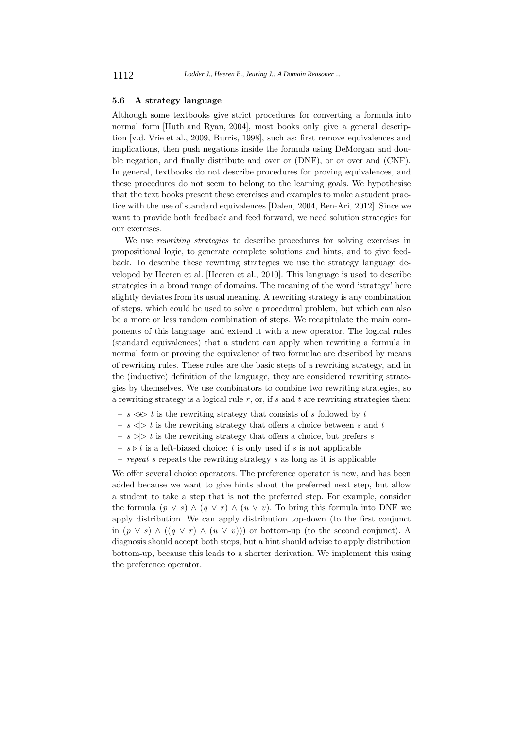### 5.6 A strategy language

Although some textbooks give strict procedures for converting a formula into normal form [Huth and Ryan, 2004], most books only give a general description [v.d. Vrie et al., 2009, Burris, 1998], such as: first remove equivalences and implications, then push negations inside the formula using DeMorgan and double negation, and finally distribute and over or (DNF), or or over and (CNF). In general, textbooks do not describe procedures for proving equivalences, and these procedures do not seem to belong to the learning goals. We hypothesise that the text books present these exercises and examples to make a student practice with the use of standard equivalences [Dalen, 2004, Ben-Ari, 2012]. Since we want to provide both feedback and feed forward, we need solution strategies for our exercises.

We use *rewriting strategies* to describe procedures for solving exercises in propositional logic, to generate complete solutions and hints, and to give feedback. To describe these rewriting strategies we use the strategy language developed by Heeren et al. [Heeren et al., 2010]. This language is used to describe strategies in a broad range of domains. The meaning of the word 'strategy' here slightly deviates from its usual meaning. A rewriting strategy is any combination of steps, which could be used to solve a procedural problem, but which can also be a more or less random combination of steps. We recapitulate the main components of this language, and extend it with a new operator. The logical rules (standard equivalences) that a student can apply when rewriting a formula in normal form or proving the equivalence of two formulae are described by means of rewriting rules. These rules are the basic steps of a rewriting strategy, and in the (inductive) definition of the language, they are considered rewriting strategies by themselves. We use combinators to combine two rewriting strategies, so a rewriting strategy is a logical rule $r$, or, if $s$ and $t$ are rewriting strategies then:

- $s \mathbin{<\!\!\star\!\!>} t$ is the rewriting strategy that consists of $s$ followed by $t$
- $s \mathbin{<\!|\!>} t$ is the rewriting strategy that offers a choice between $s$ and $t$
- $s \mathbin{>\!|\!>} t$ is the rewriting strategy that offers a choice, but prefers $s$
- $s \triangleright t$ is a left-biased choice: $t$ is only used if $s$ is not applicable
- *repeat* $s$ repeats the rewriting strategy $s$ as long as it is applicable

We offer several choice operators. The preference operator is new, and has been added because we want to give hints about the preferred next step, but allow a student to take a step that is not the preferred step. For example, consider the formula $(p \vee s) \wedge (q \vee r) \wedge (u \vee v)$. To bring this formula into DNF we apply distribution. We can apply distribution top-down (to the first conjunct in $(p \vee s) \wedge ((q \vee r) \wedge (u \vee v))$) or bottom-up (to the second conjunct). A diagnosis should accept both steps, but a hint should advise to apply distribution bottom-up, because this leads to a shorter derivation. We implement this using the preference operator.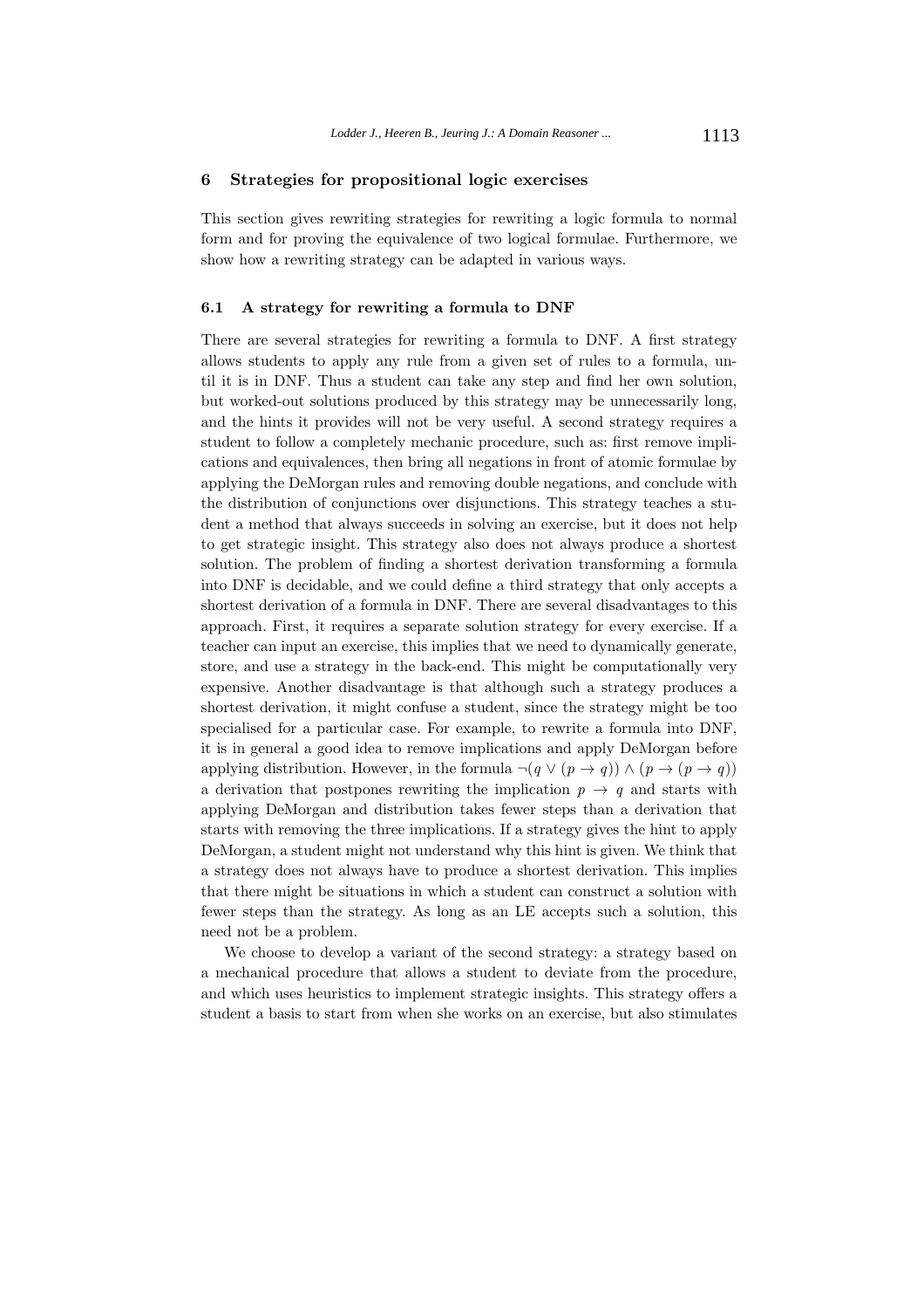## 6 Strategies for propositional logic exercises

This section gives rewriting strategies for rewriting a logic formula to normal form and for proving the equivalence of two logical formulae. Furthermore, we show how a rewriting strategy can be adapted in various ways.

### 6.1 A strategy for rewriting a formula to DNF

There are several strategies for rewriting a formula to DNF. A first strategy allows students to apply any rule from a given set of rules to a formula, until it is in DNF. Thus a student can take any step and find her own solution, but worked-out solutions produced by this strategy may be unnecessarily long, and the hints it provides will not be very useful. A second strategy requires a student to follow a completely mechanic procedure, such as: first remove implications and equivalences, then bring all negations in front of atomic formulae by applying the DeMorgan rules and removing double negations, and conclude with the distribution of conjunctions over disjunctions. This strategy teaches a student a method that always succeeds in solving an exercise, but it does not help to get strategic insight. This strategy also does not always produce a shortest solution. The problem of finding a shortest derivation transforming a formula into DNF is decidable, and we could define a third strategy that only accepts a shortest derivation of a formula in DNF. There are several disadvantages to this approach. First, it requires a separate solution strategy for every exercise. If a teacher can input an exercise, this implies that we need to dynamically generate, store, and use a strategy in the back-end. This might be computationally very expensive. Another disadvantage is that although such a strategy produces a shortest derivation, it might confuse a student, since the strategy might be too specialised for a particular case. For example, to rewrite a formula into DNF, it is in general a good idea to remove implications and apply DeMorgan before applying distribution. However, in the formula $\neg(q \vee (p \rightarrow q)) \wedge (p \rightarrow (p \rightarrow q))$ a derivation that postpones rewriting the implication $p \rightarrow q$ and starts with applying DeMorgan and distribution takes fewer steps than a derivation that starts with removing the three implications. If a strategy gives the hint to apply DeMorgan, a student might not understand why this hint is given. We think that a strategy does not always have to produce a shortest derivation. This implies that there might be situations in which a student can construct a solution with fewer steps than the strategy. As long as an LE accepts such a solution, this need not be a problem.

We choose to develop a variant of the second strategy: a strategy based on a mechanical procedure that allows a student to deviate from the procedure, and which uses heuristics to implement strategic insights. This strategy offers a student a basis to start from when she works on an exercise, but also stimulates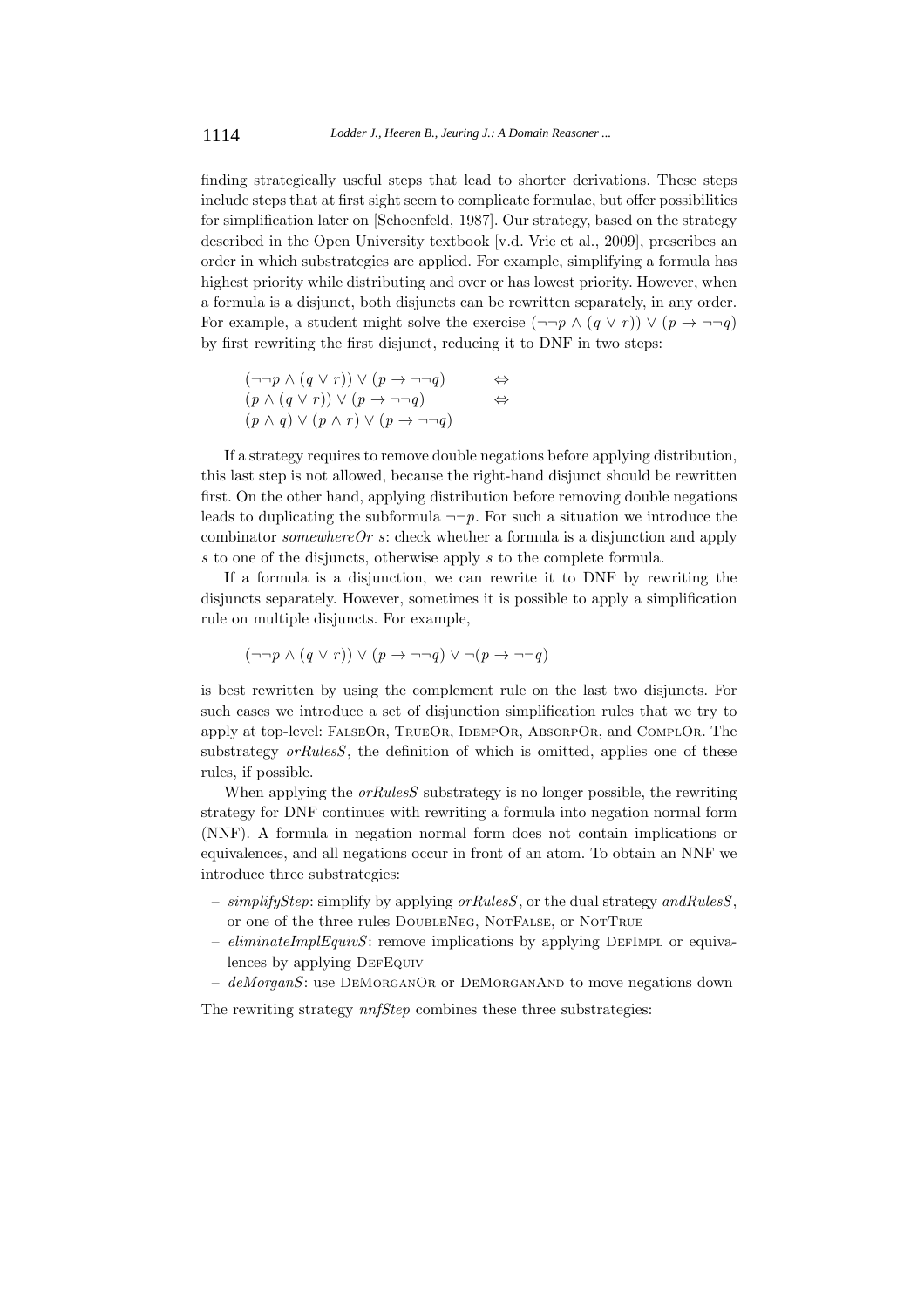finding strategically useful steps that lead to shorter derivations. These steps include steps that at first sight seem to complicate formulae, but offer possibilities for simplification later on [Schoenfeld, 1987]. Our strategy, based on the strategy described in the Open University textbook [v.d. Vrie et al., 2009], prescribes an order in which substrategies are applied. For example, simplifying a formula has highest priority while distributing and over or has lowest priority. However, when a formula is a disjunct, both disjuncts can be rewritten separately, in any order. For example, a student might solve the exercise $(\neg\neg p \wedge (q \vee r)) \vee (p \rightarrow \neg\neg q)$ by first rewriting the first disjunct, reducing it to DNF in two steps:

$$
\begin{array}{ll}
(\neg\neg p \wedge (q \vee r)) \vee (p \rightarrow \neg\neg q) & \Leftrightarrow \\
(p \wedge (q \vee r)) \vee (p \rightarrow \neg\neg q) & \Leftrightarrow \\
(p \wedge q) \vee (p \wedge r) \vee (p \rightarrow \neg\neg q) &
\end{array}
$$

If a strategy requires to remove double negations before applying distribution, this last step is not allowed, because the right-hand disjunct should be rewritten first. On the other hand, applying distribution before removing double negations leads to duplicating the subformula $\neg\neg p$. For such a situation we introduce the combinator *somewhereOr s*: check whether a formula is a disjunction and apply $s$ to one of the disjuncts, otherwise apply $s$ to the complete formula.

If a formula is a disjunction, we can rewrite it to DNF by rewriting the disjuncts separately. However, sometimes it is possible to apply a simplification rule on multiple disjuncts. For example,

$$(\neg\neg p \wedge (q \vee r)) \vee (p \rightarrow \neg\neg q) \vee \neg(p \rightarrow \neg\neg q)$$

is best rewritten by using the complement rule on the last two disjuncts. For such cases we introduce a set of disjunction simplification rules that we try to apply at top-level: FalseOr, TrueOr, IdempOr, AbsorpOr, and ComplOr. The substrategy *orRulesS*, the definition of which is omitted, applies one of these rules, if possible.

When applying the *orRulesS* substrategy is no longer possible, the rewriting strategy for DNF continues with rewriting a formula into negation normal form (NNF). A formula in negation normal form does not contain implications or equivalences, and all negations occur in front of an atom. To obtain an NNF we introduce three substrategies:

- *simplifyStep*: simplify by applying *orRulesS*, or the dual strategy *andRulesS*, or one of the three rules DoubleNeg, NotFalse, or NotTrue
- *eliminateImplEquivS*: remove implications by applying DefImpl or equivalences by applying DefEquiv
- *deMorganS*: use DeMorganOr or DeMorganAnd to move negations down

The rewriting strategy *nnfStep* combines these three substrategies: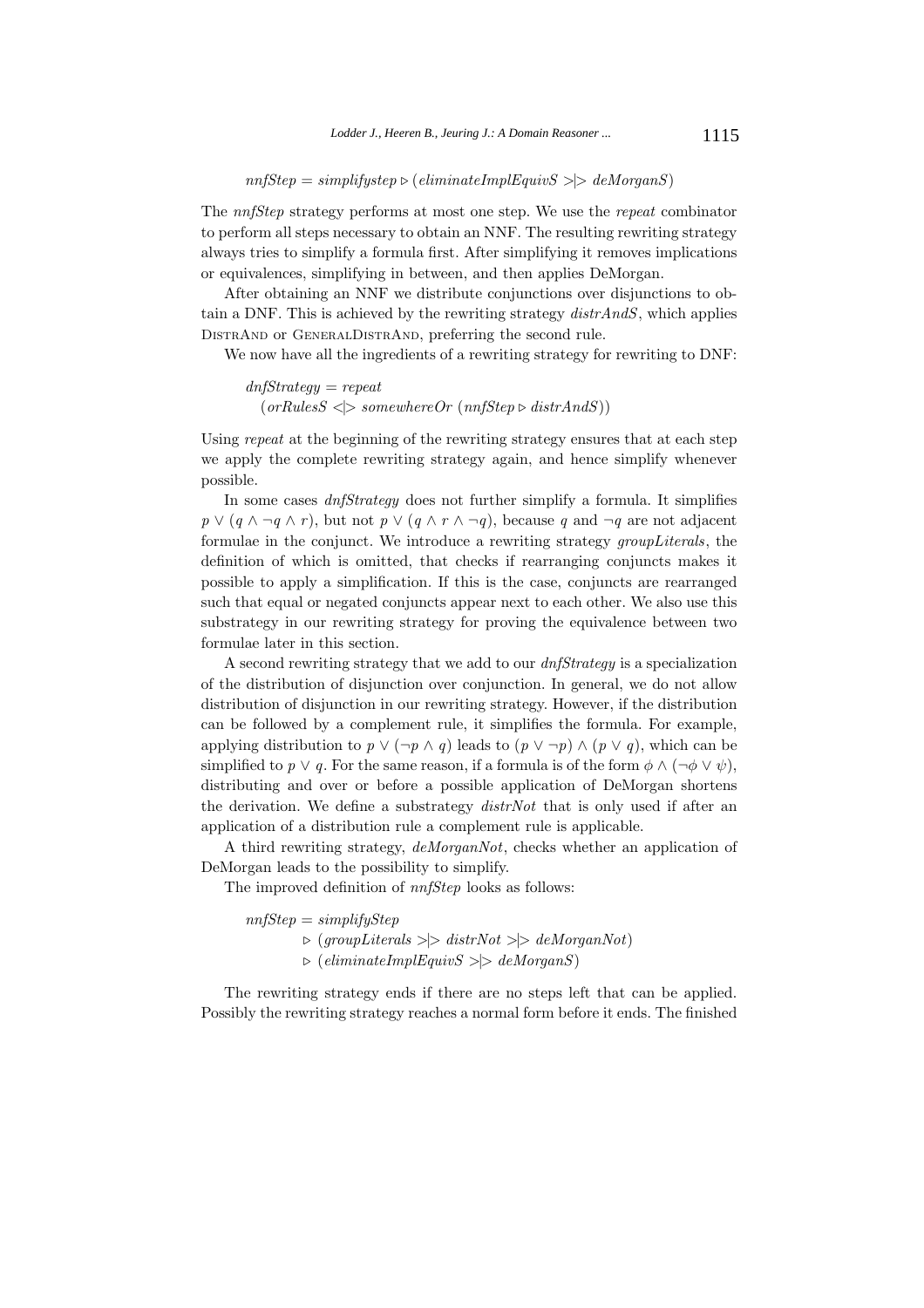$$nnfStep = simplifystep \triangleright (eliminateImplEquivS >\!|\!> deMorganS)$$

The *nnfStep* strategy performs at most one step. We use the *repeat* combinator to perform all steps necessary to obtain an NNF. The resulting rewriting strategy always tries to simplify a formula first. After simplifying it removes implications or equivalences, simplifying in between, and then applies DeMorgan.

After obtaining an NNF we distribute conjunctions over disjunctions to obtain a DNF. This is achieved by the rewriting strategy *distrAndS*, which applies DistrAnd or GeneralDistrAnd, preferring the second rule.

We now have all the ingredients of a rewriting strategy for rewriting to DNF:

$$\begin{aligned} &dnfStrategy = repeat \\ &\quad (orRulesS <\!|\!> somewhereOr\ (nnfStep \triangleright distrAndS)) \end{aligned}$$

Using *repeat* at the beginning of the rewriting strategy ensures that at each step we apply the complete rewriting strategy again, and hence simplify whenever possible.

In some cases *dnfStrategy* does not further simplify a formula. It simplifies $p \lor (q \land \neg q \land r)$, but not $p \lor (q \land r \land \neg q)$, because $q$ and $\neg q$ are not adjacent formulae in the conjunct. We introduce a rewriting strategy *groupLiterals*, the definition of which is omitted, that checks if rearranging conjuncts makes it possible to apply a simplification. If this is the case, conjuncts are rearranged such that equal or negated conjuncts appear next to each other. We also use this substrategy in our rewriting strategy for proving the equivalence between two formulae later in this section.

A second rewriting strategy that we add to our *dnfStrategy* is a specialization of the distribution of disjunction over conjunction. In general, we do not allow distribution of disjunction in our rewriting strategy. However, if the distribution can be followed by a complement rule, it simplifies the formula. For example, applying distribution to $p \lor (\neg p \land q)$ leads to $(p \lor \neg p) \land (p \lor q)$, which can be simplified to $p \lor q$. For the same reason, if a formula is of the form $\phi \land (\neg \phi \lor \psi)$, distributing and over or before a possible application of DeMorgan shortens the derivation. We define a substrategy *distrNot* that is only used if after an application of a distribution rule a complement rule is applicable.

A third rewriting strategy, *deMorganNot*, checks whether an application of DeMorgan leads to the possibility to simplify.

The improved definition of *nnfStep* looks as follows:

$$\begin{aligned} nnfStep = {} & simplifyStep \\ & \triangleright (groupLiterals >\!|\!> distrNot >\!|\!> deMorganNot) \\ & \triangleright (eliminateImplEquivS >\!|\!> deMorganS) \end{aligned}$$

The rewriting strategy ends if there are no steps left that can be applied. Possibly the rewriting strategy reaches a normal form before it ends. The finished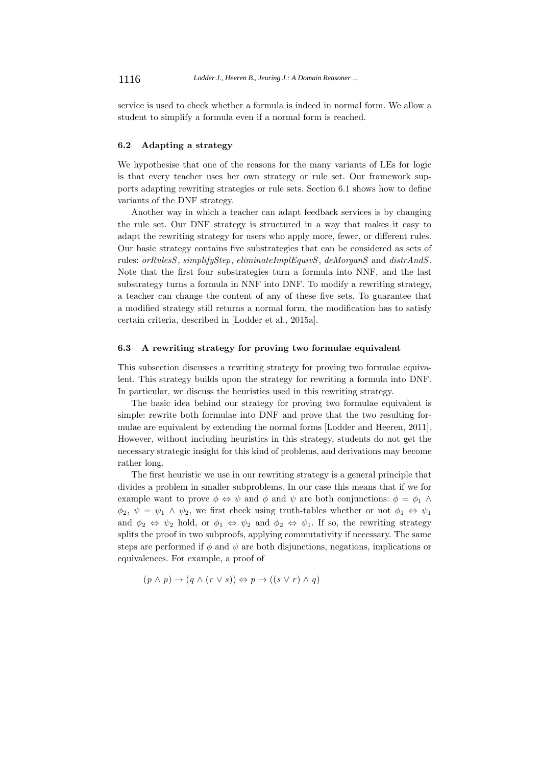service is used to check whether a formula is indeed in normal form. We allow a student to simplify a formula even if a normal form is reached.

### 6.2 Adapting a strategy

We hypothesise that one of the reasons for the many variants of LEs for logic is that every teacher uses her own strategy or rule set. Our framework supports adapting rewriting strategies or rule sets. Section 6.1 shows how to define variants of the DNF strategy.

Another way in which a teacher can adapt feedback services is by changing the rule set. Our DNF strategy is structured in a way that makes it easy to adapt the rewriting strategy for users who apply more, fewer, or different rules. Our basic strategy contains five substrategies that can be considered as sets of rules: *orRulesS*, *simplifyStep*, *eliminateImplEquivS*, *deMorganS* and *distrAndS*. Note that the first four substrategies turn a formula into NNF, and the last substrategy turns a formula in NNF into DNF. To modify a rewriting strategy, a teacher can change the content of any of these five sets. To guarantee that a modified strategy still returns a normal form, the modification has to satisfy certain criteria, described in [Lodder et al., 2015a].

### 6.3 A rewriting strategy for proving two formulae equivalent

This subsection discusses a rewriting strategy for proving two formulae equivalent. This strategy builds upon the strategy for rewriting a formula into DNF. In particular, we discuss the heuristics used in this rewriting strategy.

The basic idea behind our strategy for proving two formulae equivalent is simple: rewrite both formulae into DNF and prove that the two resulting formulae are equivalent by extending the normal forms [Lodder and Heeren, 2011]. However, without including heuristics in this strategy, students do not get the necessary strategic insight for this kind of problems, and derivations may become rather long.

The first heuristic we use in our rewriting strategy is a general principle that divides a problem in smaller subproblems. In our case this means that if we for example want to prove $\phi \Leftrightarrow \psi$ and $\phi$ and $\psi$ are both conjunctions: $\phi = \phi_1 \wedge \phi_2$, $\psi = \psi_1 \wedge \psi_2$, we first check using truth-tables whether or not $\phi_1 \Leftrightarrow \psi_1$ and $\phi_2 \Leftrightarrow \psi_2$ hold, or $\phi_1 \Leftrightarrow \psi_2$ and $\phi_2 \Leftrightarrow \psi_1$. If so, the rewriting strategy splits the proof in two subproofs, applying commutativity if necessary. The same steps are performed if $\phi$ and $\psi$ are both disjunctions, negations, implications or equivalences. For example, a proof of

$$(p \wedge p) \rightarrow (q \wedge (r \vee s)) \Leftrightarrow p \rightarrow ((s \vee r) \wedge q)$$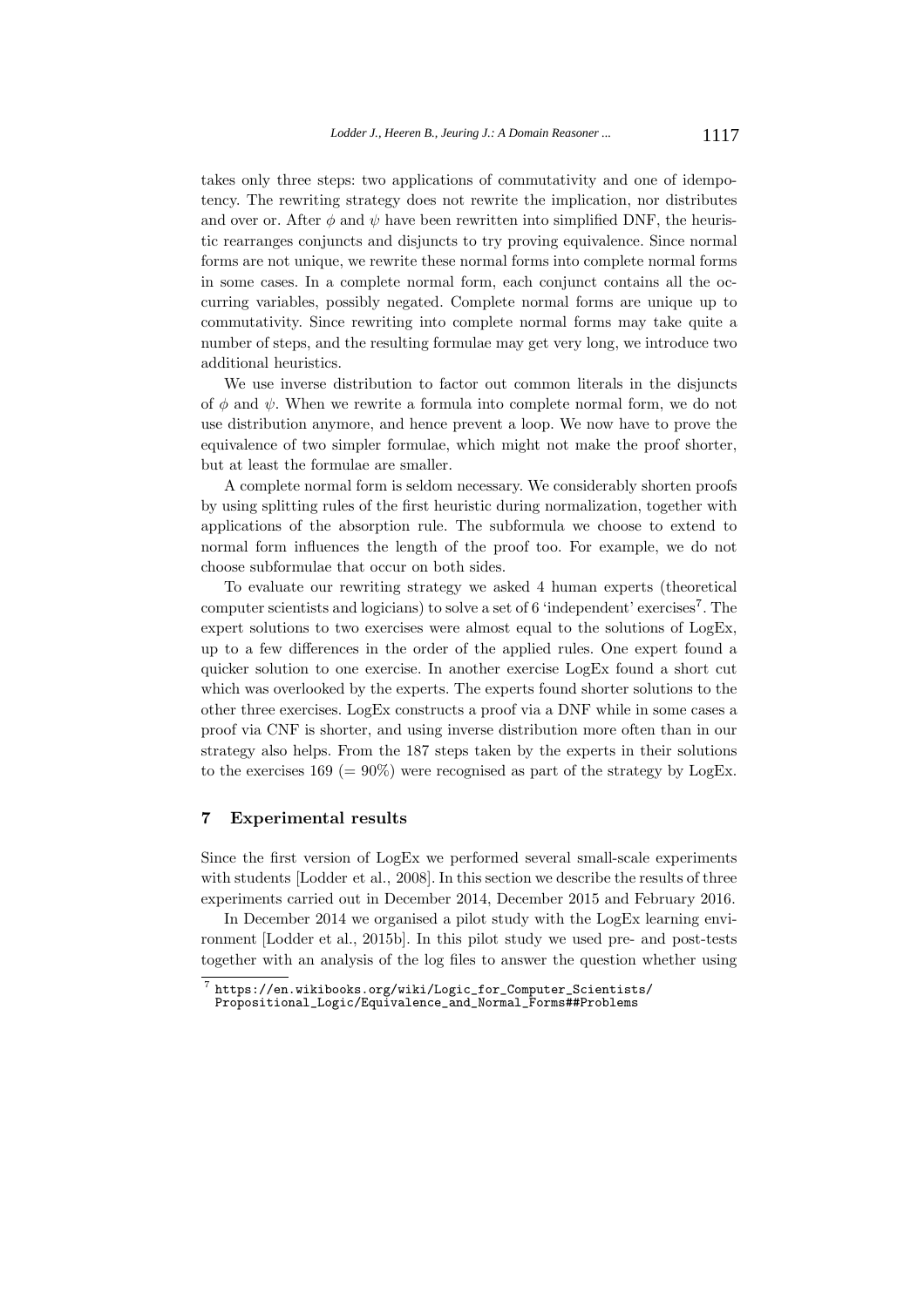takes only three steps: two applications of commutativity and one of idempotency. The rewriting strategy does not rewrite the implication, nor distributes and over or. After $\phi$ and $\psi$ have been rewritten into simplified DNF, the heuristic rearranges conjuncts and disjuncts to try proving equivalence. Since normal forms are not unique, we rewrite these normal forms into complete normal forms in some cases. In a complete normal form, each conjunct contains all the occurring variables, possibly negated. Complete normal forms are unique up to commutativity. Since rewriting into complete normal forms may take quite a number of steps, and the resulting formulae may get very long, we introduce two additional heuristics.

We use inverse distribution to factor out common literals in the disjuncts of $\phi$ and $\psi$. When we rewrite a formula into complete normal form, we do not use distribution anymore, and hence prevent a loop. We now have to prove the equivalence of two simpler formulae, which might not make the proof shorter, but at least the formulae are smaller.

A complete normal form is seldom necessary. We considerably shorten proofs by using splitting rules of the first heuristic during normalization, together with applications of the absorption rule. The subformula we choose to extend to normal form influences the length of the proof too. For example, we do not choose subformulae that occur on both sides.

To evaluate our rewriting strategy we asked 4 human experts (theoretical computer scientists and logicians) to solve a set of 6 'independent' exercises[7]. The expert solutions to two exercises were almost equal to the solutions of LogEx, up to a few differences in the order of the applied rules. One expert found a quicker solution to one exercise. In another exercise LogEx found a short cut which was overlooked by the experts. The experts found shorter solutions to the other three exercises. LogEx constructs a proof via a DNF while in some cases a proof via CNF is shorter, and using inverse distribution more often than in our strategy also helps. From the 187 steps taken by the experts in their solutions to the exercises 169 (= 90%) were recognised as part of the strategy by LogEx.

## 7 Experimental results

Since the first version of LogEx we performed several small-scale experiments with students [Lodder et al., 2008]. In this section we describe the results of three experiments carried out in December 2014, December 2015 and February 2016.

In December 2014 we organised a pilot study with the LogEx learning environment [Lodder et al., 2015b]. In this pilot study we used pre- and post-tests together with an analysis of the log files to answer the question whether using

---

[7] https://en.wikibooks.org/wiki/Logic_for_Computer_Scientists/Propositional_Logic/Equivalence_and_Normal_Forms##Problems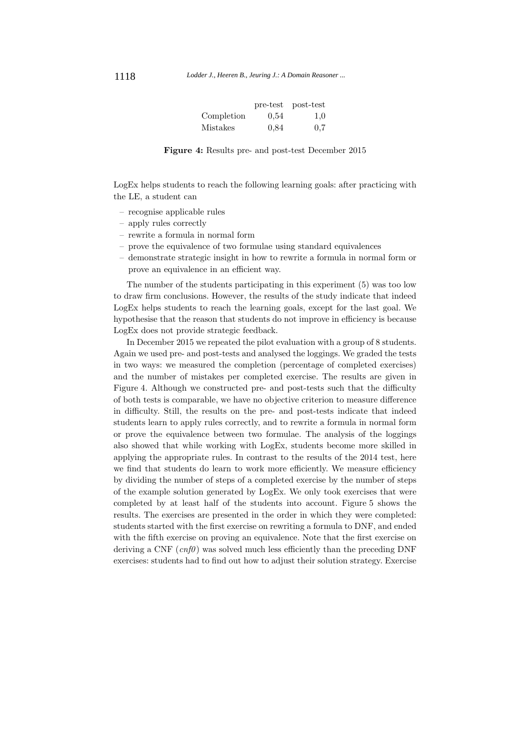|  | pre-test | post-test |
|---|---|---|
| Completion | 0,54 | 1,0 |
| Mistakes | 0,84 | 0,7 |

**Figure 4:** Results pre- and post-test December 2015

LogEx helps students to reach the following learning goals: after practicing with the LE, a student can

- recognise applicable rules
- apply rules correctly
- rewrite a formula in normal form
- prove the equivalence of two formulae using standard equivalences
- demonstrate strategic insight in how to rewrite a formula in normal form or prove an equivalence in an efficient way.

The number of the students participating in this experiment (5) was too low to draw firm conclusions. However, the results of the study indicate that indeed LogEx helps students to reach the learning goals, except for the last goal. We hypothesise that the reason that students do not improve in efficiency is because LogEx does not provide strategic feedback.

In December 2015 we repeated the pilot evaluation with a group of 8 students. Again we used pre- and post-tests and analysed the loggings. We graded the tests in two ways: we measured the completion (percentage of completed exercises) and the number of mistakes per completed exercise. The results are given in Figure 4. Although we constructed pre- and post-tests such that the difficulty of both tests is comparable, we have no objective criterion to measure difference in difficulty. Still, the results on the pre- and post-tests indicate that indeed students learn to apply rules correctly, and to rewrite a formula in normal form or prove the equivalence between two formulae. The analysis of the loggings also showed that while working with LogEx, students become more skilled in applying the appropriate rules. In contrast to the results of the 2014 test, here we find that students do learn to work more efficiently. We measure efficiency by dividing the number of steps of a completed exercise by the number of steps of the example solution generated by LogEx. We only took exercises that were completed by at least half of the students into account. Figure 5 shows the results. The exercises are presented in the order in which they were completed: students started with the first exercise on rewriting a formula to DNF, and ended with the fifth exercise on proving an equivalence. Note that the first exercise on deriving a CNF (*cnf0*) was solved much less efficiently than the preceding DNF exercises: students had to find out how to adjust their solution strategy. Exercise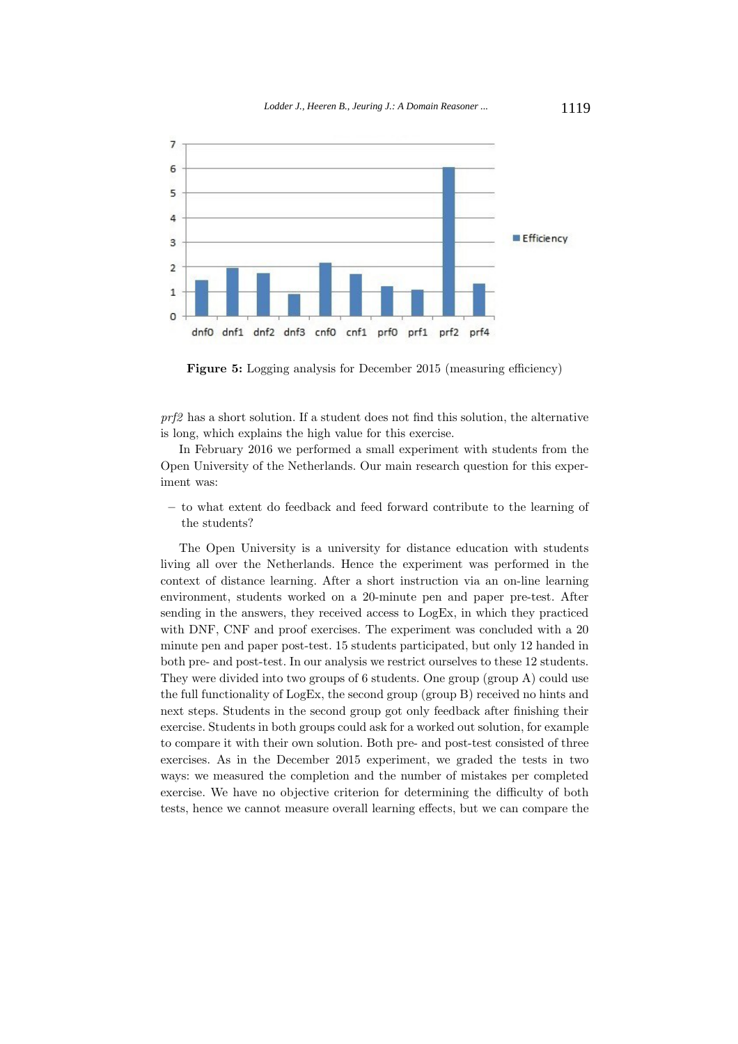**Figure 5:** Logging analysis for December 2015 (measuring efficiency)

*prf2* has a short solution. If a student does not find this solution, the alternative is long, which explains the high value for this exercise.

In February 2016 we performed a small experiment with students from the Open University of the Netherlands. Our main research question for this experiment was:

- to what extent do feedback and feed forward contribute to the learning of the students?

The Open University is a university for distance education with students living all over the Netherlands. Hence the experiment was performed in the context of distance learning. After a short instruction via an on-line learning environment, students worked on a 20-minute pen and paper pre-test. After sending in the answers, they received access to LogEx, in which they practiced with DNF, CNF and proof exercises. The experiment was concluded with a 20 minute pen and paper post-test. 15 students participated, but only 12 handed in both pre- and post-test. In our analysis we restrict ourselves to these 12 students. They were divided into two groups of 6 students. One group (group A) could use the full functionality of LogEx, the second group (group B) received no hints and next steps. Students in the second group got only feedback after finishing their exercise. Students in both groups could ask for a worked out solution, for example to compare it with their own solution. Both pre- and post-test consisted of three exercises. As in the December 2015 experiment, we graded the tests in two ways: we measured the completion and the number of mistakes per completed exercise. We have no objective criterion for determining the difficulty of both tests, hence we cannot measure overall learning effects, but we can compare the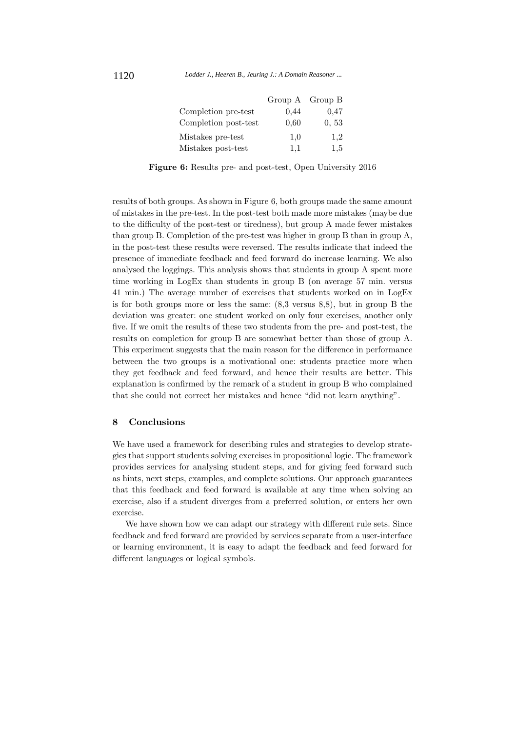| | Group A | Group B |
|---|---|---|
| Completion pre-test | 0,44 | 0,47 |
| Completion post-test | 0,60 | 0, 53 |
| Mistakes pre-test | 1,0 | 1,2 |
| Mistakes post-test | 1,1 | 1,5 |

**Figure 6:** Results pre- and post-test, Open University 2016

results of both groups. As shown in Figure 6, both groups made the same amount of mistakes in the pre-test. In the post-test both made more mistakes (maybe due to the difficulty of the post-test or tiredness), but group A made fewer mistakes than group B. Completion of the pre-test was higher in group B than in group A, in the post-test these results were reversed. The results indicate that indeed the presence of immediate feedback and feed forward do increase learning. We also analysed the loggings. This analysis shows that students in group A spent more time working in LogEx than students in group B (on average 57 min. versus 41 min.) The average number of exercises that students worked on in LogEx is for both groups more or less the same: (8,3 versus 8,8), but in group B the deviation was greater: one student worked on only four exercises, another only five. If we omit the results of these two students from the pre- and post-test, the results on completion for group B are somewhat better than those of group A. This experiment suggests that the main reason for the difference in performance between the two groups is a motivational one: students practice more when they get feedback and feed forward, and hence their results are better. This explanation is confirmed by the remark of a student in group B who complained that she could not correct her mistakes and hence "did not learn anything".

## 8 Conclusions

We have used a framework for describing rules and strategies to develop strategies that support students solving exercises in propositional logic. The framework provides services for analysing student steps, and for giving feed forward such as hints, next steps, examples, and complete solutions. Our approach guarantees that this feedback and feed forward is available at any time when solving an exercise, also if a student diverges from a preferred solution, or enters her own exercise.

We have shown how we can adapt our strategy with different rule sets. Since feedback and feed forward are provided by services separate from a user-interface or learning environment, it is easy to adapt the feedback and feed forward for different languages or logical symbols.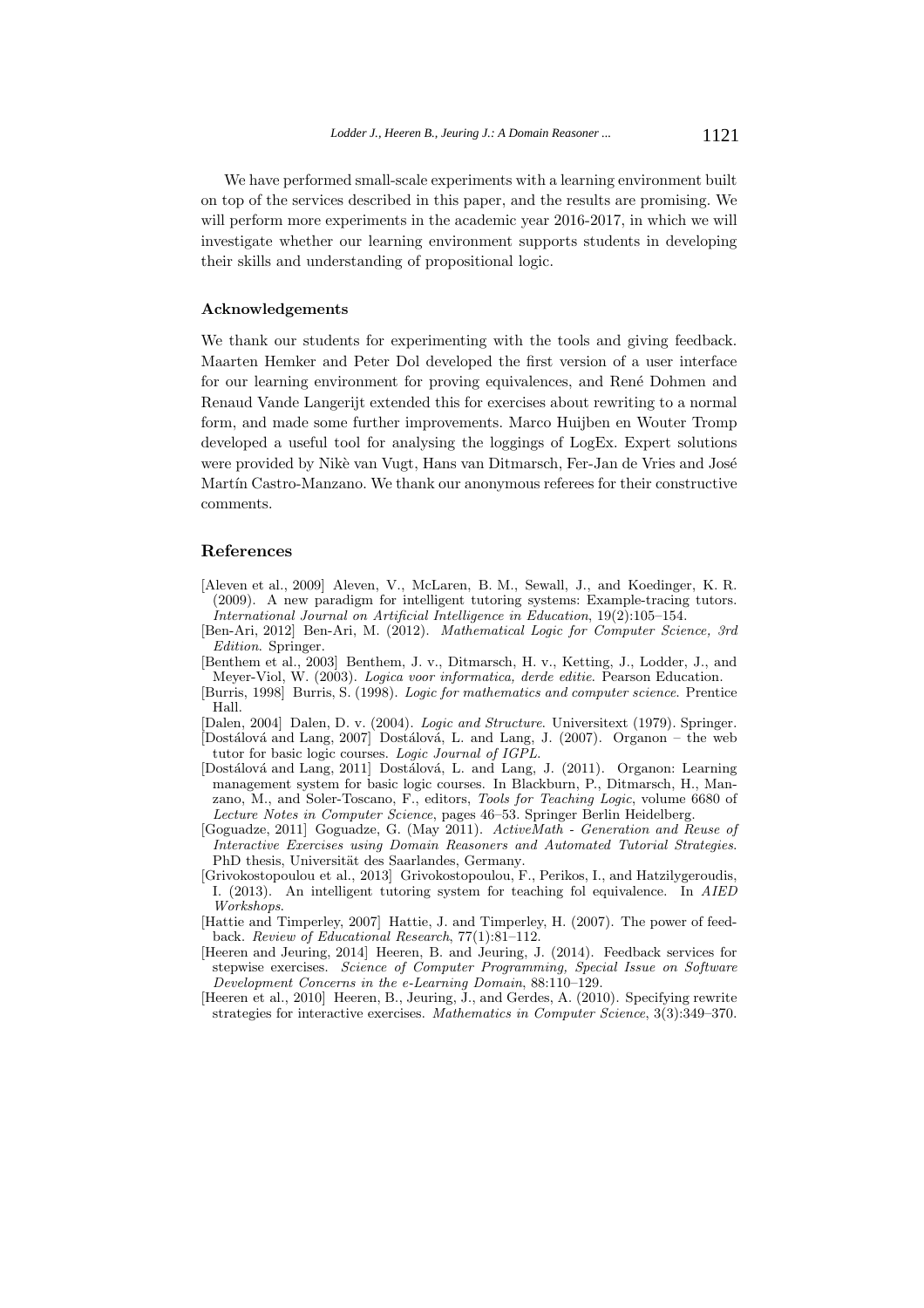We have performed small-scale experiments with a learning environment built on top of the services described in this paper, and the results are promising. We will perform more experiments in the academic year 2016-2017, in which we will investigate whether our learning environment supports students in developing their skills and understanding of propositional logic.

### Acknowledgements

We thank our students for experimenting with the tools and giving feedback. Maarten Hemker and Peter Dol developed the first version of a user interface for our learning environment for proving equivalences, and René Dohmen and Renaud Vande Langerijt extended this for exercises about rewriting to a normal form, and made some further improvements. Marco Huijben en Wouter Tromp developed a useful tool for analysing the loggings of LogEx. Expert solutions were provided by Nikè van Vugt, Hans van Ditmarsch, Fer-Jan de Vries and José Martín Castro-Manzano. We thank our anonymous referees for their constructive comments.

## References

[Aleven et al., 2009] Aleven, V., McLaren, B. M., Sewall, J., and Koedinger, K. R. (2009). A new paradigm for intelligent tutoring systems: Example-tracing tutors. *International Journal on Artificial Intelligence in Education*, 19(2):105–154.

[Ben-Ari, 2012] Ben-Ari, M. (2012). *Mathematical Logic for Computer Science, 3rd Edition*. Springer.

[Benthem et al., 2003] Benthem, J. v., Ditmarsch, H. v., Ketting, J., Lodder, J., and Meyer-Viol, W. (2003). *Logica voor informatica, derde editie*. Pearson Education.

[Burris, 1998] Burris, S. (1998). *Logic for mathematics and computer science*. Prentice Hall.

[Dalen, 2004] Dalen, D. v. (2004). *Logic and Structure*. Universitext (1979). Springer.

[Dostálová and Lang, 2007] Dostálová, L. and Lang, J. (2007). Organon – the web tutor for basic logic courses. *Logic Journal of IGPL*.

[Dostálová and Lang, 2011] Dostálová, L. and Lang, J. (2011). Organon: Learning management system for basic logic courses. In Blackburn, P., Ditmarsch, H., Manzano, M., and Soler-Toscano, F., editors, *Tools for Teaching Logic*, volume 6680 of *Lecture Notes in Computer Science*, pages 46–53. Springer Berlin Heidelberg.

[Goguadze, 2011] Goguadze, G. (May 2011). *ActiveMath - Generation and Reuse of Interactive Exercises using Domain Reasoners and Automated Tutorial Strategies*. PhD thesis, Universität des Saarlandes, Germany.

[Grivokostopoulou et al., 2013] Grivokostopoulou, F., Perikos, I., and Hatzilygeroudis, I. (2013). An intelligent tutoring system for teaching fol equivalence. In *AIED Workshops*.

[Hattie and Timperley, 2007] Hattie, J. and Timperley, H. (2007). The power of feedback. *Review of Educational Research*, 77(1):81–112.

[Heeren and Jeuring, 2014] Heeren, B. and Jeuring, J. (2014). Feedback services for stepwise exercises. *Science of Computer Programming, Special Issue on Software Development Concerns in the e-Learning Domain*, 88:110–129.

[Heeren et al., 2010] Heeren, B., Jeuring, J., and Gerdes, A. (2010). Specifying rewrite strategies for interactive exercises. *Mathematics in Computer Science*, 3(3):349–370.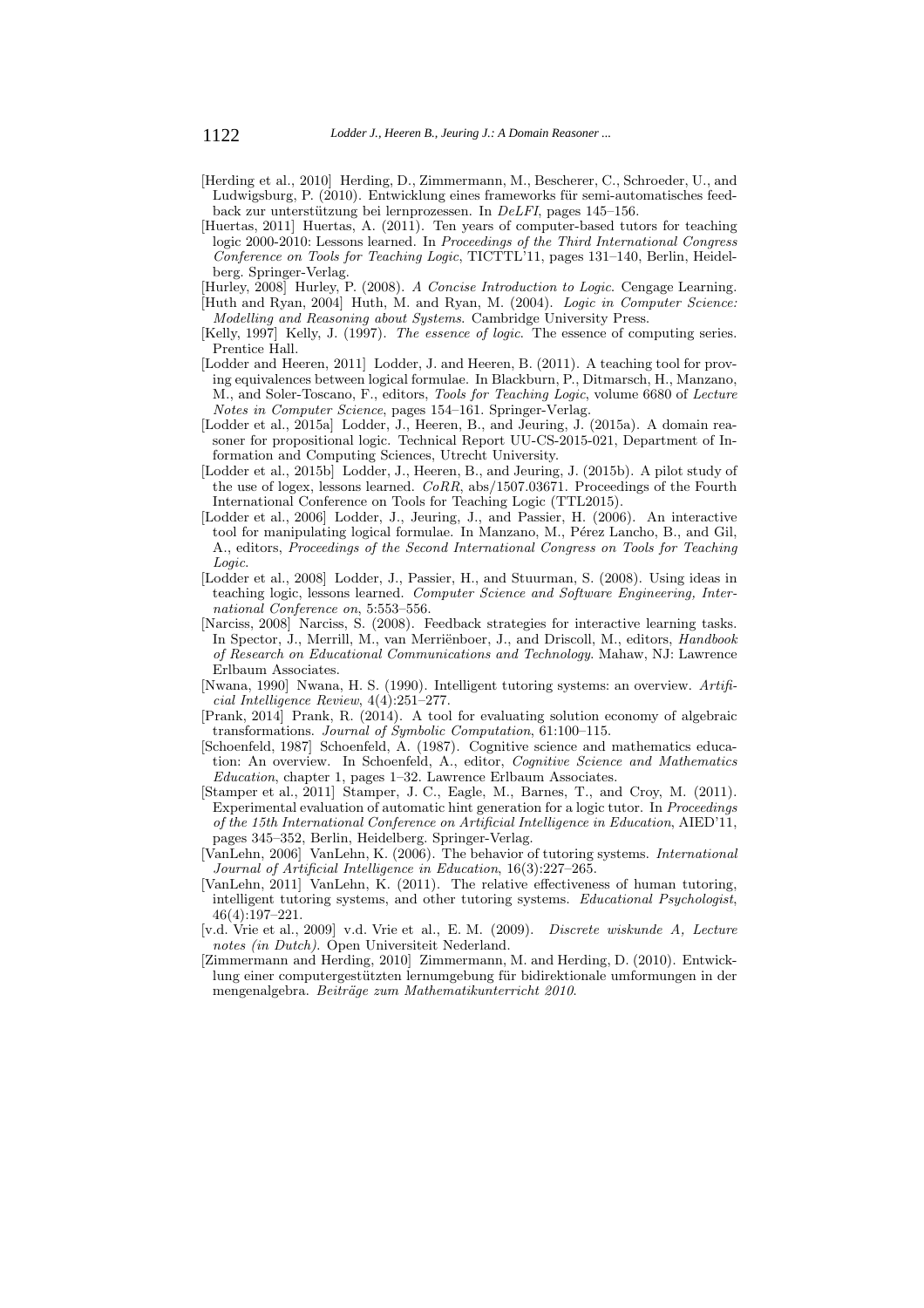[Herding et al., 2010] Herding, D., Zimmermann, M., Bescherer, C., Schroeder, U., and Ludwigsburg, P. (2010). Entwicklung eines frameworks für semi-automatisches feedback zur unterstützung bei lernprozessen. In *DeLFI*, pages 145–156.

[Huertas, 2011] Huertas, A. (2011). Ten years of computer-based tutors for teaching logic 2000-2010: Lessons learned. In *Proceedings of the Third International Congress Conference on Tools for Teaching Logic*, TICTTL'11, pages 131–140, Berlin, Heidelberg. Springer-Verlag.

[Hurley, 2008] Hurley, P. (2008). *A Concise Introduction to Logic*. Cengage Learning.

[Huth and Ryan, 2004] Huth, M. and Ryan, M. (2004). *Logic in Computer Science: Modelling and Reasoning about Systems*. Cambridge University Press.

[Kelly, 1997] Kelly, J. (1997). *The essence of logic*. The essence of computing series. Prentice Hall.

[Lodder and Heeren, 2011] Lodder, J. and Heeren, B. (2011). A teaching tool for proving equivalences between logical formulae. In Blackburn, P., Ditmarsch, H., Manzano, M., and Soler-Toscano, F., editors, *Tools for Teaching Logic*, volume 6680 of *Lecture Notes in Computer Science*, pages 154–161. Springer-Verlag.

[Lodder et al., 2015a] Lodder, J., Heeren, B., and Jeuring, J. (2015a). A domain reasoner for propositional logic. Technical Report UU-CS-2015-021, Department of Information and Computing Sciences, Utrecht University.

[Lodder et al., 2015b] Lodder, J., Heeren, B., and Jeuring, J. (2015b). A pilot study of the use of logex, lessons learned. *CoRR*, abs/1507.03671. Proceedings of the Fourth International Conference on Tools for Teaching Logic (TTL2015).

[Lodder et al., 2006] Lodder, J., Jeuring, J., and Passier, H. (2006). An interactive tool for manipulating logical formulae. In Manzano, M., Pérez Lancho, B., and Gil, A., editors, *Proceedings of the Second International Congress on Tools for Teaching Logic*.

[Lodder et al., 2008] Lodder, J., Passier, H., and Stuurman, S. (2008). Using ideas in teaching logic, lessons learned. *Computer Science and Software Engineering, International Conference on*, 5:553–556.

[Narciss, 2008] Narciss, S. (2008). Feedback strategies for interactive learning tasks. In Spector, J., Merrill, M., van Merriënboer, J., and Driscoll, M., editors, *Handbook of Research on Educational Communications and Technology*. Mahaw, NJ: Lawrence Erlbaum Associates.

[Nwana, 1990] Nwana, H. S. (1990). Intelligent tutoring systems: an overview. *Artificial Intelligence Review*, 4(4):251–277.

[Prank, 2014] Prank, R. (2014). A tool for evaluating solution economy of algebraic transformations. *Journal of Symbolic Computation*, 61:100–115.

[Schoenfeld, 1987] Schoenfeld, A. (1987). Cognitive science and mathematics education: An overview. In Schoenfeld, A., editor, *Cognitive Science and Mathematics Education*, chapter 1, pages 1–32. Lawrence Erlbaum Associates.

[Stamper et al., 2011] Stamper, J. C., Eagle, M., Barnes, T., and Croy, M. (2011). Experimental evaluation of automatic hint generation for a logic tutor. In *Proceedings of the 15th International Conference on Artificial Intelligence in Education*, AIED'11, pages 345–352, Berlin, Heidelberg. Springer-Verlag.

[VanLehn, 2006] VanLehn, K. (2006). The behavior of tutoring systems. *International Journal of Artificial Intelligence in Education*, 16(3):227–265.

[VanLehn, 2011] VanLehn, K. (2011). The relative effectiveness of human tutoring, intelligent tutoring systems, and other tutoring systems. *Educational Psychologist*, 46(4):197–221.

[v.d. Vrie et al., 2009] v.d. Vrie et al., E. M. (2009). *Discrete wiskunde A, Lecture notes (in Dutch)*. Open Universiteit Nederland.

[Zimmermann and Herding, 2010] Zimmermann, M. and Herding, D. (2010). Entwicklung einer computergestützten lernumgebung für bidirektionale umformungen in der mengenalgebra. *Beiträge zum Mathematikunterricht 2010*.